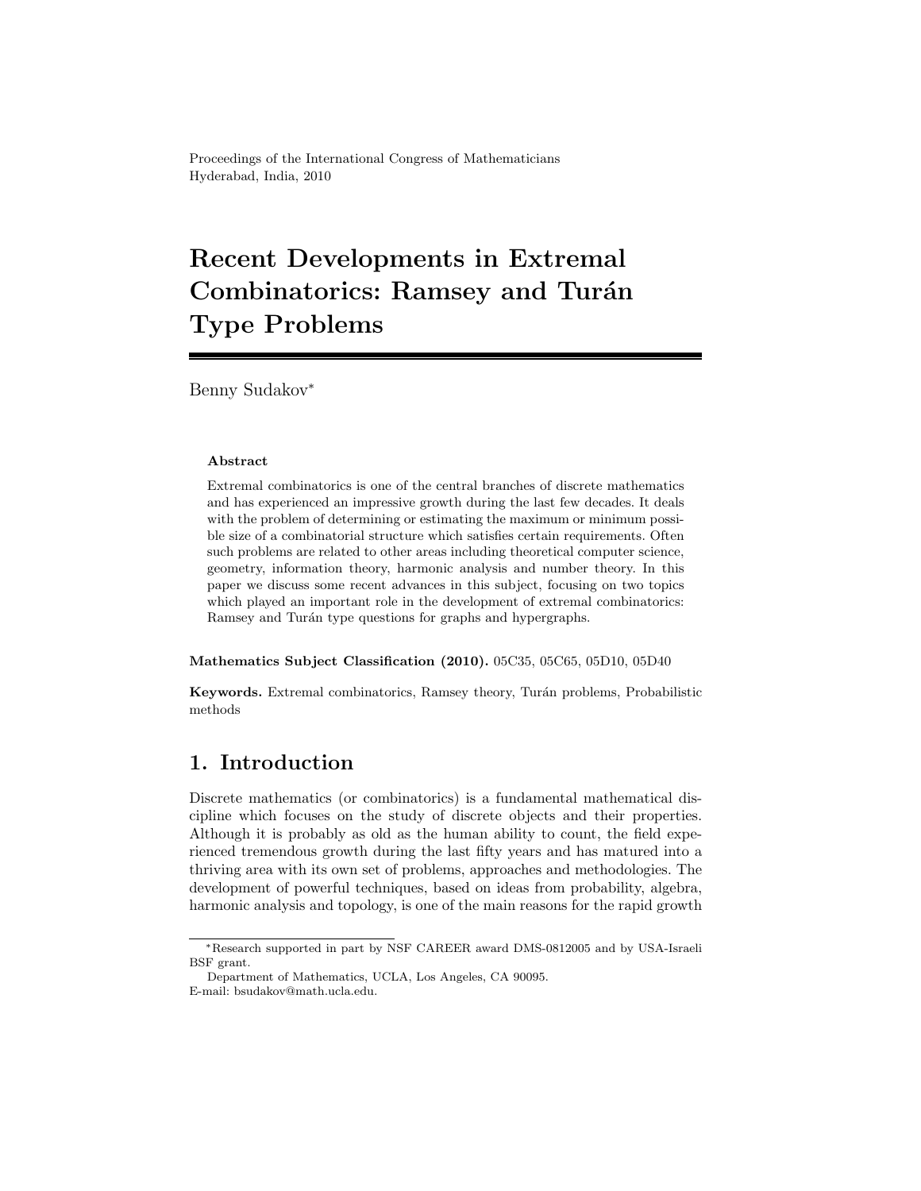Proceedings of the International Congress of Mathematicians
Hyderabad, India, 2010

# Recent Developments in Extremal Combinatorics: Ramsey and Turán Type Problems

Benny Sudakov*

**Abstract**

Extremal combinatorics is one of the central branches of discrete mathematics and has experienced an impressive growth during the last few decades. It deals with the problem of determining or estimating the maximum or minimum possible size of a combinatorial structure which satisfies certain requirements. Often such problems are related to other areas including theoretical computer science, geometry, information theory, harmonic analysis and number theory. In this paper we discuss some recent advances in this subject, focusing on two topics which played an important role in the development of extremal combinatorics: Ramsey and Turán type questions for graphs and hypergraphs.

**Mathematics Subject Classification (2010).** 05C35, 05C65, 05D10, 05D40

**Keywords.** Extremal combinatorics, Ramsey theory, Turán problems, Probabilistic methods

## 1. Introduction

Discrete mathematics (or combinatorics) is a fundamental mathematical discipline which focuses on the study of discrete objects and their properties. Although it is probably as old as the human ability to count, the field experienced tremendous growth during the last fifty years and has matured into a thriving area with its own set of problems, approaches and methodologies. The development of powerful techniques, based on ideas from probability, algebra, harmonic analysis and topology, is one of the main reasons for the rapid growth

---

*Research supported in part by NSF CAREER award DMS-0812005 and by USA-Israeli BSF grant.

Department of Mathematics, UCLA, Los Angeles, CA 90095.
E-mail: bsudakov@math.ucla.edu.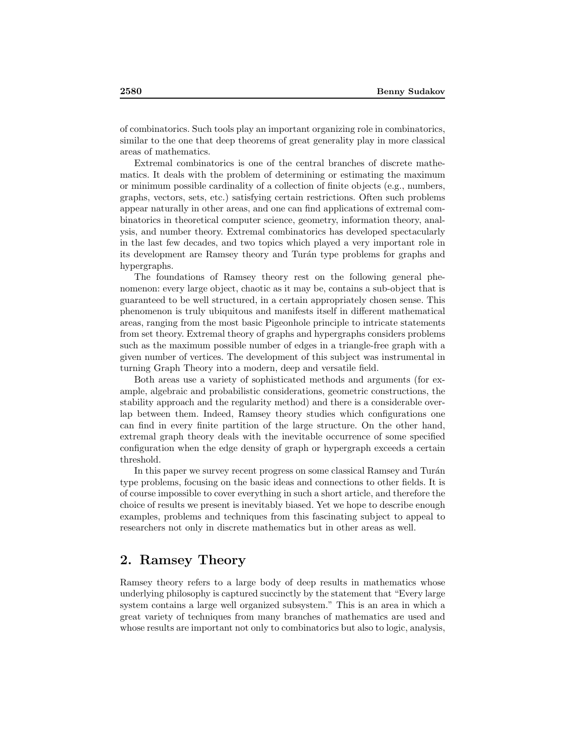of combinatorics. Such tools play an important organizing role in combinatorics, similar to the one that deep theorems of great generality play in more classical areas of mathematics.

Extremal combinatorics is one of the central branches of discrete mathematics. It deals with the problem of determining or estimating the maximum or minimum possible cardinality of a collection of finite objects (e.g., numbers, graphs, vectors, sets, etc.) satisfying certain restrictions. Often such problems appear naturally in other areas, and one can find applications of extremal combinatorics in theoretical computer science, geometry, information theory, analysis, and number theory. Extremal combinatorics has developed spectacularly in the last few decades, and two topics which played a very important role in its development are Ramsey theory and Turán type problems for graphs and hypergraphs.

The foundations of Ramsey theory rest on the following general phenomenon: every large object, chaotic as it may be, contains a sub-object that is guaranteed to be well structured, in a certain appropriately chosen sense. This phenomenon is truly ubiquitous and manifests itself in different mathematical areas, ranging from the most basic Pigeonhole principle to intricate statements from set theory. Extremal theory of graphs and hypergraphs considers problems such as the maximum possible number of edges in a triangle-free graph with a given number of vertices. The development of this subject was instrumental in turning Graph Theory into a modern, deep and versatile field.

Both areas use a variety of sophisticated methods and arguments (for example, algebraic and probabilistic considerations, geometric constructions, the stability approach and the regularity method) and there is a considerable overlap between them. Indeed, Ramsey theory studies which configurations one can find in every finite partition of the large structure. On the other hand, extremal graph theory deals with the inevitable occurrence of some specified configuration when the edge density of graph or hypergraph exceeds a certain threshold.

In this paper we survey recent progress on some classical Ramsey and Turán type problems, focusing on the basic ideas and connections to other fields. It is of course impossible to cover everything in such a short article, and therefore the choice of results we present is inevitably biased. Yet we hope to describe enough examples, problems and techniques from this fascinating subject to appeal to researchers not only in discrete mathematics but in other areas as well.

## 2. Ramsey Theory

Ramsey theory refers to a large body of deep results in mathematics whose underlying philosophy is captured succinctly by the statement that "Every large system contains a large well organized subsystem." This is an area in which a great variety of techniques from many branches of mathematics are used and whose results are important not only to combinatorics but also to logic, analysis,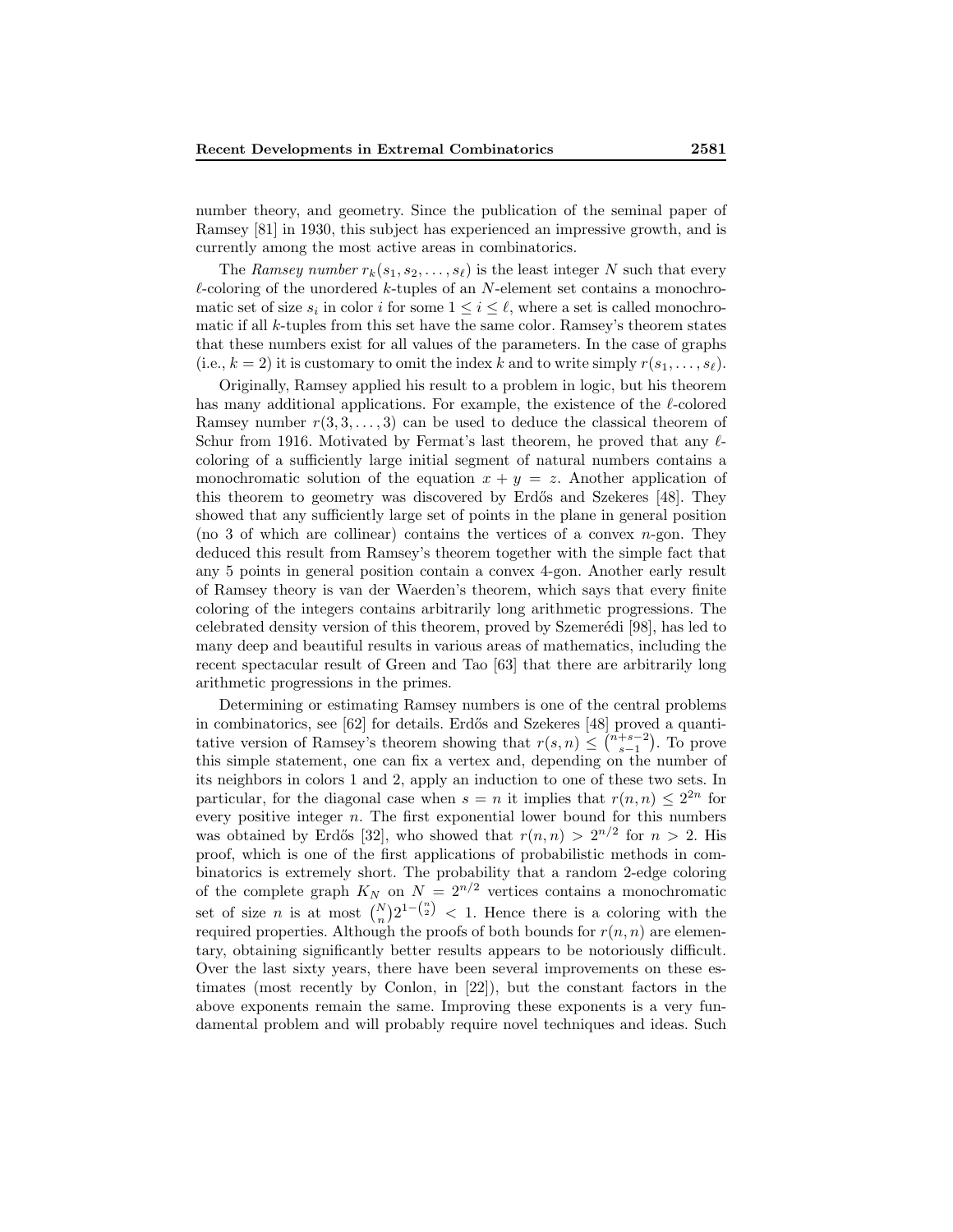number theory, and geometry. Since the publication of the seminal paper of Ramsey [81] in 1930, this subject has experienced an impressive growth, and is currently among the most active areas in combinatorics.

The *Ramsey number* $r_k(s_1, s_2, \ldots, s_\ell)$ is the least integer $N$ such that every $\ell$-coloring of the unordered $k$-tuples of an $N$-element set contains a monochromatic set of size $s_i$ in color $i$ for some $1 \le i \le \ell$, where a set is called monochromatic if all $k$-tuples from this set have the same color. Ramsey's theorem states that these numbers exist for all values of the parameters. In the case of graphs (i.e., $k = 2$) it is customary to omit the index $k$ and to write simply $r(s_1, \ldots, s_\ell)$.

Originally, Ramsey applied his result to a problem in logic, but his theorem has many additional applications. For example, the existence of the $\ell$-colored Ramsey number $r(3, 3, \ldots, 3)$ can be used to deduce the classical theorem of Schur from 1916. Motivated by Fermat's last theorem, he proved that any $\ell$-coloring of a sufficiently large initial segment of natural numbers contains a monochromatic solution of the equation $x + y = z$. Another application of this theorem to geometry was discovered by Erdős and Szekeres [48]. They showed that any sufficiently large set of points in the plane in general position (no 3 of which are collinear) contains the vertices of a convex $n$-gon. They deduced this result from Ramsey's theorem together with the simple fact that any 5 points in general position contain a convex 4-gon. Another early result of Ramsey theory is van der Waerden's theorem, which says that every finite coloring of the integers contains arbitrarily long arithmetic progressions. The celebrated density version of this theorem, proved by Szemerédi [98], has led to many deep and beautiful results in various areas of mathematics, including the recent spectacular result of Green and Tao [63] that there are arbitrarily long arithmetic progressions in the primes.

Determining or estimating Ramsey numbers is one of the central problems in combinatorics, see [62] for details. Erdős and Szekeres [48] proved a quantitative version of Ramsey's theorem showing that $r(s, n) \le \binom{n+s-2}{s-1}$. To prove this simple statement, one can fix a vertex and, depending on the number of its neighbors in colors 1 and 2, apply an induction to one of these two sets. In particular, for the diagonal case when $s = n$ it implies that $r(n, n) \le 2^{2n}$ for every positive integer $n$. The first exponential lower bound for this numbers was obtained by Erdős [32], who showed that $r(n, n) > 2^{n/2}$ for $n > 2$. His proof, which is one of the first applications of probabilistic methods in combinatorics is extremely short. The probability that a random 2-edge coloring of the complete graph $K_N$ on $N = 2^{n/2}$ vertices contains a monochromatic set of size $n$ is at most $\binom{N}{n} 2^{1-\binom{n}{2}} < 1$. Hence there is a coloring with the required properties. Although the proofs of both bounds for $r(n, n)$ are elementary, obtaining significantly better results appears to be notoriously difficult. Over the last sixty years, there have been several improvements on these estimates (most recently by Conlon, in [22]), but the constant factors in the above exponents remain the same. Improving these exponents is a very fundamental problem and will probably require novel techniques and ideas. Such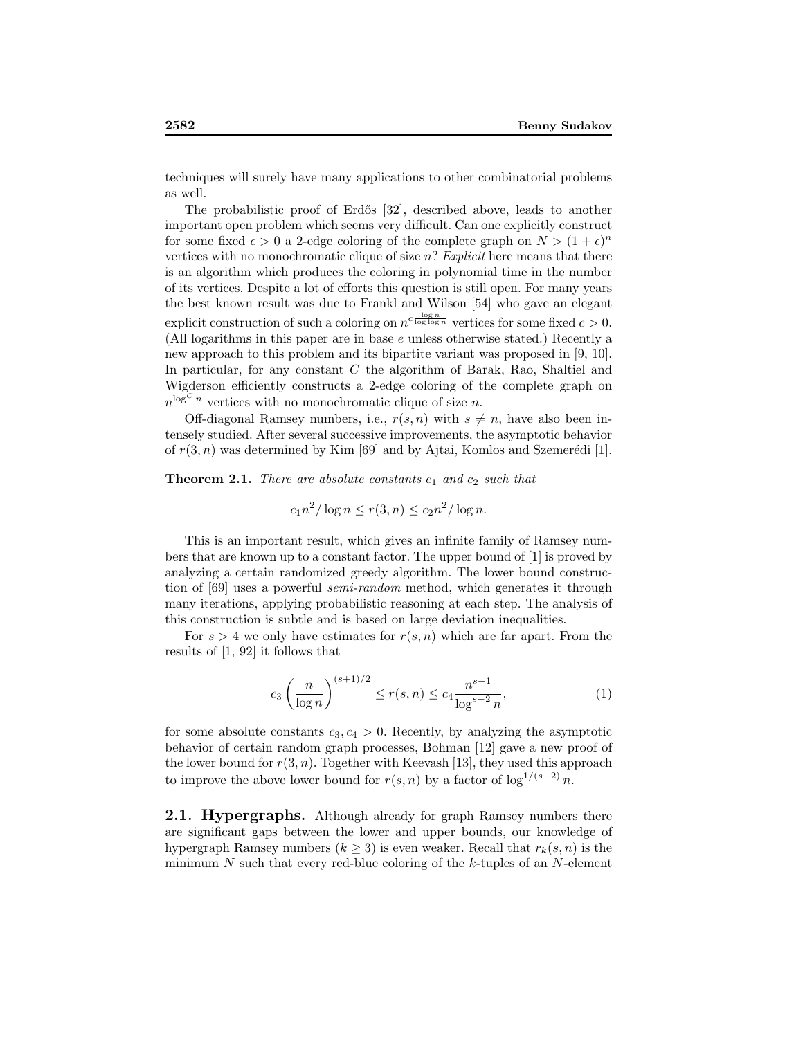techniques will surely have many applications to other combinatorial problems as well.

The probabilistic proof of Erdős [32], described above, leads to another important open problem which seems very difficult. Can one explicitly construct for some fixed $\epsilon > 0$ a 2-edge coloring of the complete graph on $N > (1+\epsilon)^n$ vertices with no monochromatic clique of size $n$? *Explicit* here means that there is an algorithm which produces the coloring in polynomial time in the number of its vertices. Despite a lot of efforts this question is still open. For many years the best known result was due to Frankl and Wilson [54] who gave an elegant explicit construction of such a coloring on $n^{c\frac{\log n}{\log\log n}}$ vertices for some fixed $c > 0$. (All logarithms in this paper are in base $e$ unless otherwise stated.) Recently a new approach to this problem and its bipartite variant was proposed in [9, 10]. In particular, for any constant $C$ the algorithm of Barak, Rao, Shaltiel and Wigderson efficiently constructs a 2-edge coloring of the complete graph on $n^{\log^C n}$ vertices with no monochromatic clique of size $n$.

Off-diagonal Ramsey numbers, i.e., $r(s,n)$ with $s \neq n$, have also been intensely studied. After several successive improvements, the asymptotic behavior of $r(3,n)$ was determined by Kim [69] and by Ajtai, Komlos and Szemerédi [1].

**Theorem 2.1.** *There are absolute constants $c_1$ and $c_2$ such that*

$$c_1 n^2/\log n \leq r(3,n) \leq c_2 n^2/\log n.$$

This is an important result, which gives an infinite family of Ramsey numbers that are known up to a constant factor. The upper bound of [1] is proved by analyzing a certain randomized greedy algorithm. The lower bound construction of [69] uses a powerful *semi-random* method, which generates it through many iterations, applying probabilistic reasoning at each step. The analysis of this construction is subtle and is based on large deviation inequalities.

For $s > 4$ we only have estimates for $r(s,n)$ which are far apart. From the results of [1, 92] it follows that

$$c_3\left(\frac{n}{\log n}\right)^{(s+1)/2} \leq r(s,n) \leq c_4\frac{n^{s-1}}{\log^{s-2} n}, \tag{1}$$

for some absolute constants $c_3, c_4 > 0$. Recently, by analyzing the asymptotic behavior of certain random graph processes, Bohman [12] gave a new proof of the lower bound for $r(3,n)$. Together with Keevash [13], they used this approach to improve the above lower bound for $r(s,n)$ by a factor of $\log^{1/(s-2)} n$.

## 2.1. Hypergraphs.

Although already for graph Ramsey numbers there are significant gaps between the lower and upper bounds, our knowledge of hypergraph Ramsey numbers ($k \geq 3$) is even weaker. Recall that $r_k(s,n)$ is the minimum $N$ such that every red-blue coloring of the $k$-tuples of an $N$-element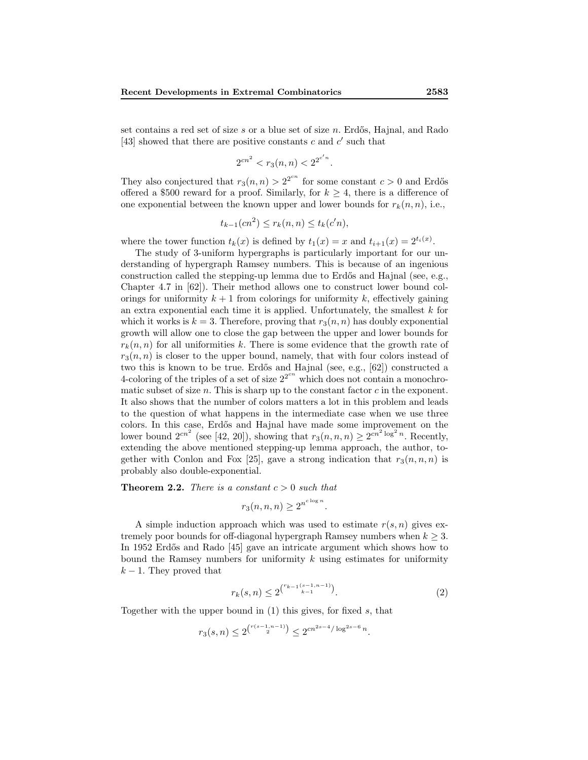set contains a red set of size $s$ or a blue set of size $n$. Erdős, Hajnal, and Rado [43] showed that there are positive constants $c$ and $c'$ such that

$$2^{cn^2} < r_3(n,n) < 2^{2^{c'n}}.$$

They also conjectured that $r_3(n,n) > 2^{2^{cn}}$ for some constant $c > 0$ and Erdős offered a \$500 reward for a proof. Similarly, for $k \geq 4$, there is a difference of one exponential between the known upper and lower bounds for $r_k(n,n)$, i.e.,

$$t_{k-1}(cn^2) \leq r_k(n,n) \leq t_k(c'n),$$

where the tower function $t_k(x)$ is defined by $t_1(x) = x$ and $t_{i+1}(x) = 2^{t_i(x)}$.

The study of 3-uniform hypergraphs is particularly important for our understanding of hypergraph Ramsey numbers. This is because of an ingenious construction called the stepping-up lemma due to Erdős and Hajnal (see, e.g., Chapter 4.7 in [62]). Their method allows one to construct lower bound colorings for uniformity $k+1$ from colorings for uniformity $k$, effectively gaining an extra exponential each time it is applied. Unfortunately, the smallest $k$ for which it works is $k = 3$. Therefore, proving that $r_3(n,n)$ has doubly exponential growth will allow one to close the gap between the upper and lower bounds for $r_k(n,n)$ for all uniformities $k$. There is some evidence that the growth rate of $r_3(n,n)$ is closer to the upper bound, namely, that with four colors instead of two this is known to be true. Erdős and Hajnal (see, e.g., [62]) constructed a 4-coloring of the triples of a set of size $2^{2^{cn}}$ which does not contain a monochromatic subset of size $n$. This is sharp up to the constant factor $c$ in the exponent. It also shows that the number of colors matters a lot in this problem and leads to the question of what happens in the intermediate case when we use three colors. In this case, Erdős and Hajnal have made some improvement on the lower bound $2^{cn^2}$ (see [42, 20]), showing that $r_3(n,n,n) \geq 2^{cn^2 \log^2 n}$. Recently, extending the above mentioned stepping-up lemma approach, the author, together with Conlon and Fox [25], gave a strong indication that $r_3(n,n,n)$ is probably also double-exponential.

**Theorem 2.2.** *There is a constant $c > 0$ such that*

$$r_3(n,n,n) \geq 2^{n^{c \log n}}.$$

A simple induction approach which was used to estimate $r(s,n)$ gives extremely poor bounds for off-diagonal hypergraph Ramsey numbers when $k \geq 3$. In 1952 Erdős and Rado [45] gave an intricate argument which shows how to bound the Ramsey numbers for uniformity $k$ using estimates for uniformity $k-1$. They proved that

$$r_k(s,n) \leq 2^{\binom{r_{k-1}(s-1,n-1)}{k-1}}. \tag{2}$$

Together with the upper bound in (1) this gives, for fixed $s$, that

$$r_3(s,n) \leq 2^{\binom{r(s-1,n-1)}{2}} \leq 2^{cn^{2s-4}/\log^{2s-6} n}.$$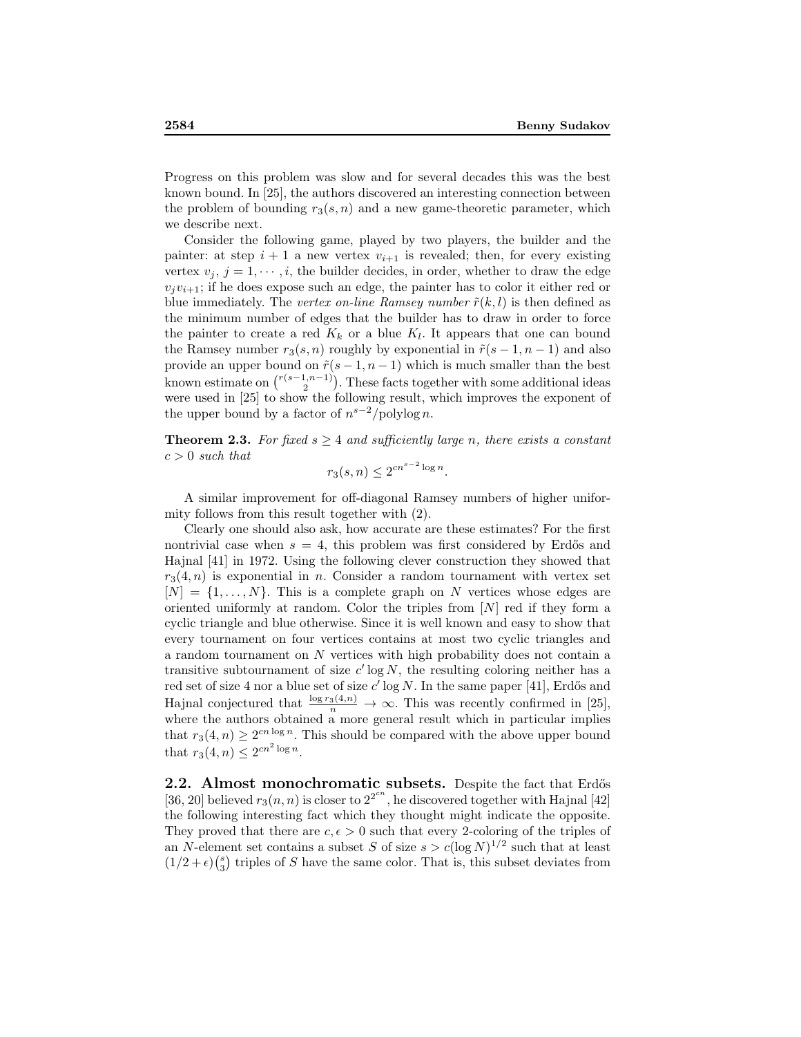Progress on this problem was slow and for several decades this was the best known bound. In [25], the authors discovered an interesting connection between the problem of bounding $r_3(s,n)$ and a new game-theoretic parameter, which we describe next.

Consider the following game, played by two players, the builder and the painter: at step $i+1$ a new vertex $v_{i+1}$ is revealed; then, for every existing vertex $v_j$, $j = 1, \cdots, i$, the builder decides, in order, whether to draw the edge $v_j v_{i+1}$; if he does expose such an edge, the painter has to color it either red or blue immediately. The *vertex on-line Ramsey number* $\tilde{r}(k,l)$ is then defined as the minimum number of edges that the builder has to draw in order to force the painter to create a red $K_k$ or a blue $K_l$. It appears that one can bound the Ramsey number $r_3(s,n)$ roughly by exponential in $\tilde{r}(s-1,n-1)$ and also provide an upper bound on $\tilde{r}(s-1,n-1)$ which is much smaller than the best known estimate on $\binom{r(s-1,n-1)}{2}$. These facts together with some additional ideas were used in [25] to show the following result, which improves the exponent of the upper bound by a factor of $n^{s-2}/\text{polylog}\, n$.

**Theorem 2.3.** *For fixed $s \geq 4$ and sufficiently large $n$, there exists a constant $c > 0$ such that*

$$r_3(s,n) \leq 2^{cn^{s-2}\log n}.$$

A similar improvement for off-diagonal Ramsey numbers of higher uniformity follows from this result together with (2).

Clearly one should also ask, how accurate are these estimates? For the first nontrivial case when $s = 4$, this problem was first considered by Erdős and Hajnal [41] in 1972. Using the following clever construction they showed that $r_3(4,n)$ is exponential in $n$. Consider a random tournament with vertex set $[N] = \{1, \ldots, N\}$. This is a complete graph on $N$ vertices whose edges are oriented uniformly at random. Color the triples from $[N]$ red if they form a cyclic triangle and blue otherwise. Since it is well known and easy to show that every tournament on four vertices contains at most two cyclic triangles and a random tournament on $N$ vertices with high probability does not contain a transitive subtournament of size $c' \log N$, the resulting coloring neither has a red set of size 4 nor a blue set of size $c' \log N$. In the same paper [41], Erdős and Hajnal conjectured that $\frac{\log r_3(4,n)}{n} \to \infty$. This was recently confirmed in [25], where the authors obtained a more general result which in particular implies that $r_3(4,n) \geq 2^{cn \log n}$. This should be compared with the above upper bound that $r_3(4,n) \leq 2^{cn^2 \log n}$.

## 2.2. Almost monochromatic subsets.

Despite the fact that Erdős [36, 20] believed $r_3(n,n)$ is closer to $2^{2^{cn}}$, he discovered together with Hajnal [42] the following interesting fact which they thought might indicate the opposite. They proved that there are $c, \epsilon > 0$ such that every 2-coloring of the triples of an $N$-element set contains a subset $S$ of size $s > c(\log N)^{1/2}$ such that at least $(1/2+\epsilon)\binom{s}{3}$ triples of $S$ have the same color. That is, this subset deviates from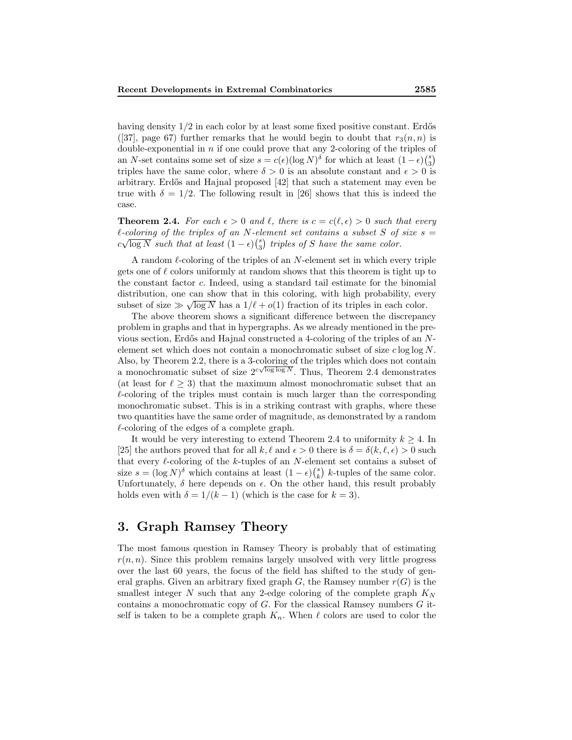having density 1/2 in each color by at least some fixed positive constant. Erdős ([37], page 67) further remarks that he would begin to doubt that $r_3(n,n)$ is double-exponential in $n$ if one could prove that any 2-coloring of the triples of an $N$-set contains some set of size $s = c(\epsilon)(\log N)^{\delta}$ for which at least $(1-\epsilon)\binom{s}{3}$ triples have the same color, where $\delta > 0$ is an absolute constant and $\epsilon > 0$ is arbitrary. Erdős and Hajnal proposed [42] that such a statement may even be true with $\delta = 1/2$. The following result in [26] shows that this is indeed the case.

**Theorem 2.4.** *For each $\epsilon > 0$ and $\ell$, there is $c = c(\ell, \epsilon) > 0$ such that every $\ell$-coloring of the triples of an $N$-element set contains a subset $S$ of size $s = c\sqrt{\log N}$ such that at least $(1-\epsilon)\binom{s}{3}$ triples of $S$ have the same color.*

A random $\ell$-coloring of the triples of an $N$-element set in which every triple gets one of $\ell$ colors uniformly at random shows that this theorem is tight up to the constant factor $c$. Indeed, using a standard tail estimate for the binomial distribution, one can show that in this coloring, with high probability, every subset of size $\gg \sqrt{\log N}$ has a $1/\ell + o(1)$ fraction of its triples in each color.

The above theorem shows a significant difference between the discrepancy problem in graphs and that in hypergraphs. As we already mentioned in the previous section, Erdős and Hajnal constructed a 4-coloring of the triples of an $N$-element set which does not contain a monochromatic subset of size $c \log\log N$. Also, by Theorem 2.2, there is a 3-coloring of the triples which does not contain a monochromatic subset of size $2^{c\sqrt{\log\log N}}$. Thus, Theorem 2.4 demonstrates (at least for $\ell \geq 3$) that the maximum almost monochromatic subset that an $\ell$-coloring of the triples must contain is much larger than the corresponding monochromatic subset. This is in a striking contrast with graphs, where these two quantities have the same order of magnitude, as demonstrated by a random $\ell$-coloring of the edges of a complete graph.

It would be very interesting to extend Theorem 2.4 to uniformity $k \geq 4$. In [25] the authors proved that for all $k, \ell$ and $\epsilon > 0$ there is $\delta = \delta(k, \ell, \epsilon) > 0$ such that every $\ell$-coloring of the $k$-tuples of an $N$-element set contains a subset of size $s = (\log N)^{\delta}$ which contains at least $(1-\epsilon)\binom{s}{k}$ $k$-tuples of the same color. Unfortunately, $\delta$ here depends on $\epsilon$. On the other hand, this result probably holds even with $\delta = 1/(k-1)$ (which is the case for $k = 3$).

## 3. Graph Ramsey Theory

The most famous question in Ramsey Theory is probably that of estimating $r(n,n)$. Since this problem remains largely unsolved with very little progress over the last 60 years, the focus of the field has shifted to the study of general graphs. Given an arbitrary fixed graph $G$, the Ramsey number $r(G)$ is the smallest integer $N$ such that any 2-edge coloring of the complete graph $K_N$ contains a monochromatic copy of $G$. For the classical Ramsey numbers $G$ itself is taken to be a complete graph $K_n$. When $\ell$ colors are used to color the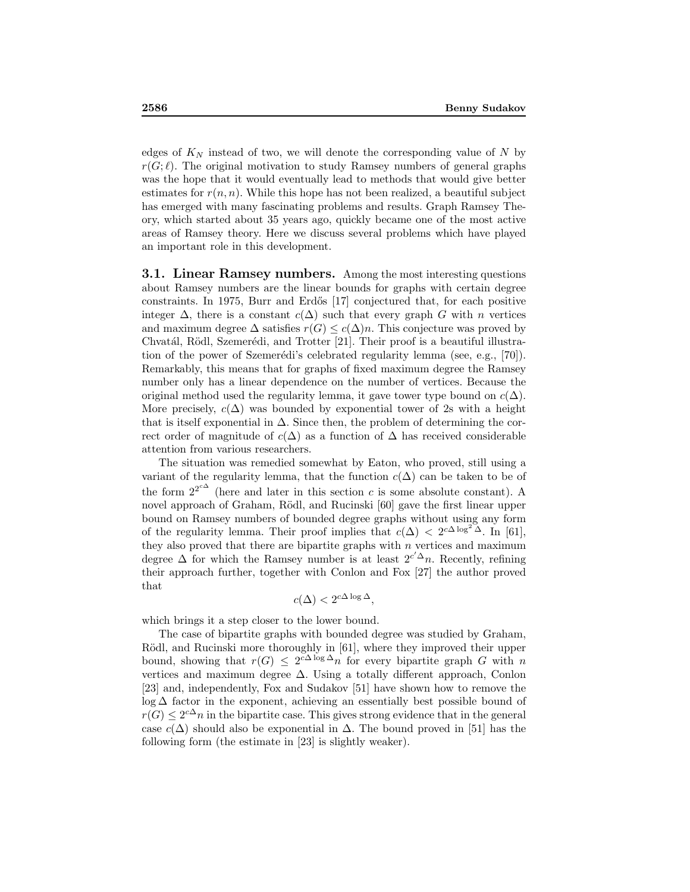edges of $K_N$ instead of two, we will denote the corresponding value of $N$ by $r(G;\ell)$. The original motivation to study Ramsey numbers of general graphs was the hope that it would eventually lead to methods that would give better estimates for $r(n,n)$. While this hope has not been realized, a beautiful subject has emerged with many fascinating problems and results. Graph Ramsey Theory, which started about 35 years ago, quickly became one of the most active areas of Ramsey theory. Here we discuss several problems which have played an important role in this development.

**3.1. Linear Ramsey numbers.** Among the most interesting questions about Ramsey numbers are the linear bounds for graphs with certain degree constraints. In 1975, Burr and Erdős [17] conjectured that, for each positive integer $\Delta$, there is a constant $c(\Delta)$ such that every graph $G$ with $n$ vertices and maximum degree $\Delta$ satisfies $r(G) \le c(\Delta)n$. This conjecture was proved by Chvatál, Rödl, Szemerédi, and Trotter [21]. Their proof is a beautiful illustration of the power of Szemerédi's celebrated regularity lemma (see, e.g., [70]). Remarkably, this means that for graphs of fixed maximum degree the Ramsey number only has a linear dependence on the number of vertices. Because the original method used the regularity lemma, it gave tower type bound on $c(\Delta)$. More precisely, $c(\Delta)$ was bounded by exponential tower of 2s with a height that is itself exponential in $\Delta$. Since then, the problem of determining the correct order of magnitude of $c(\Delta)$ as a function of $\Delta$ has received considerable attention from various researchers.

The situation was remedied somewhat by Eaton, who proved, still using a variant of the regularity lemma, that the function $c(\Delta)$ can be taken to be of the form $2^{2^{c\Delta}}$ (here and later in this section $c$ is some absolute constant). A novel approach of Graham, Rödl, and Rucinski [60] gave the first linear upper bound on Ramsey numbers of bounded degree graphs without using any form of the regularity lemma. Their proof implies that $c(\Delta) < 2^{c\Delta \log^2 \Delta}$. In [61], they also proved that there are bipartite graphs with $n$ vertices and maximum degree $\Delta$ for which the Ramsey number is at least $2^{c'\Delta}n$. Recently, refining their approach further, together with Conlon and Fox [27] the author proved that

$$c(\Delta) < 2^{c\Delta \log \Delta},$$

which brings it a step closer to the lower bound.

The case of bipartite graphs with bounded degree was studied by Graham, Rödl, and Rucinski more thoroughly in [61], where they improved their upper bound, showing that $r(G) \le 2^{c\Delta \log \Delta}n$ for every bipartite graph $G$ with $n$ vertices and maximum degree $\Delta$. Using a totally different approach, Conlon [23] and, independently, Fox and Sudakov [51] have shown how to remove the $\log \Delta$ factor in the exponent, achieving an essentially best possible bound of $r(G) \le 2^{c\Delta}n$ in the bipartite case. This gives strong evidence that in the general case $c(\Delta)$ should also be exponential in $\Delta$. The bound proved in [51] has the following form (the estimate in [23] is slightly weaker).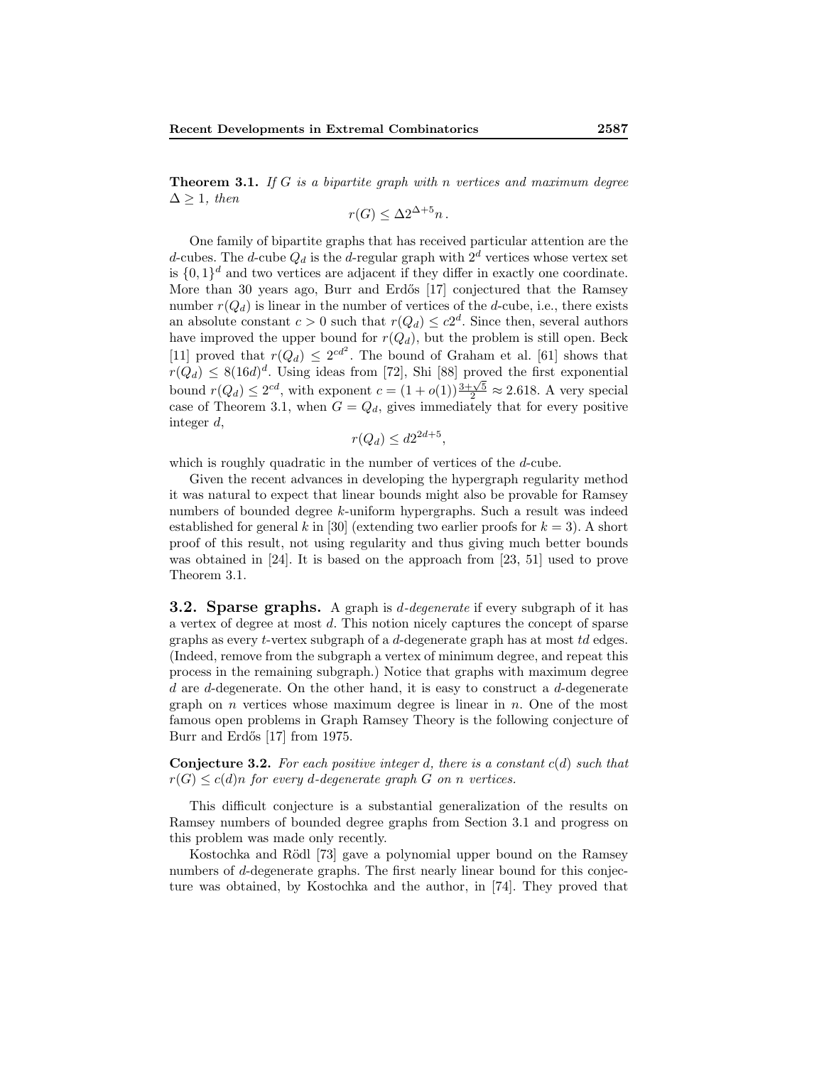**Theorem 3.1.** *If $G$ is a bipartite graph with $n$ vertices and maximum degree $\Delta \geq 1$, then*

$$r(G) \leq \Delta 2^{\Delta+5} n\,.$$

One family of bipartite graphs that has received particular attention are the $d$-cubes. The $d$-cube $Q_d$ is the $d$-regular graph with $2^d$ vertices whose vertex set is $\{0,1\}^d$ and two vertices are adjacent if they differ in exactly one coordinate. More than 30 years ago, Burr and Erdős [17] conjectured that the Ramsey number $r(Q_d)$ is linear in the number of vertices of the $d$-cube, i.e., there exists an absolute constant $c > 0$ such that $r(Q_d) \leq c2^d$. Since then, several authors have improved the upper bound for $r(Q_d)$, but the problem is still open. Beck [11] proved that $r(Q_d) \leq 2^{cd^2}$. The bound of Graham et al. [61] shows that $r(Q_d) \leq 8(16d)^d$. Using ideas from [72], Shi [88] proved the first exponential bound $r(Q_d) \leq 2^{cd}$, with exponent $c = (1+o(1))\frac{3+\sqrt{5}}{2} \approx 2.618$. A very special case of Theorem 3.1, when $G = Q_d$, gives immediately that for every positive integer $d$,

$$r(Q_d) \leq d2^{2d+5},$$

which is roughly quadratic in the number of vertices of the $d$-cube.

Given the recent advances in developing the hypergraph regularity method it was natural to expect that linear bounds might also be provable for Ramsey numbers of bounded degree $k$-uniform hypergraphs. Such a result was indeed established for general $k$ in [30] (extending two earlier proofs for $k = 3$). A short proof of this result, not using regularity and thus giving much better bounds was obtained in [24]. It is based on the approach from [23, 51] used to prove Theorem 3.1.

## 3.2. Sparse graphs.

A graph is *$d$-degenerate* if every subgraph of it has a vertex of degree at most $d$. This notion nicely captures the concept of sparse graphs as every $t$-vertex subgraph of a $d$-degenerate graph has at most $td$ edges. (Indeed, remove from the subgraph a vertex of minimum degree, and repeat this process in the remaining subgraph.) Notice that graphs with maximum degree $d$ are $d$-degenerate. On the other hand, it is easy to construct a $d$-degenerate graph on $n$ vertices whose maximum degree is linear in $n$. One of the most famous open problems in Graph Ramsey Theory is the following conjecture of Burr and Erdős [17] from 1975.

**Conjecture 3.2.** *For each positive integer $d$, there is a constant $c(d)$ such that $r(G) \leq c(d)n$ for every $d$-degenerate graph $G$ on $n$ vertices.*

This difficult conjecture is a substantial generalization of the results on Ramsey numbers of bounded degree graphs from Section 3.1 and progress on this problem was made only recently.

Kostochka and Rödl [73] gave a polynomial upper bound on the Ramsey numbers of $d$-degenerate graphs. The first nearly linear bound for this conjecture was obtained, by Kostochka and the author, in [74]. They proved that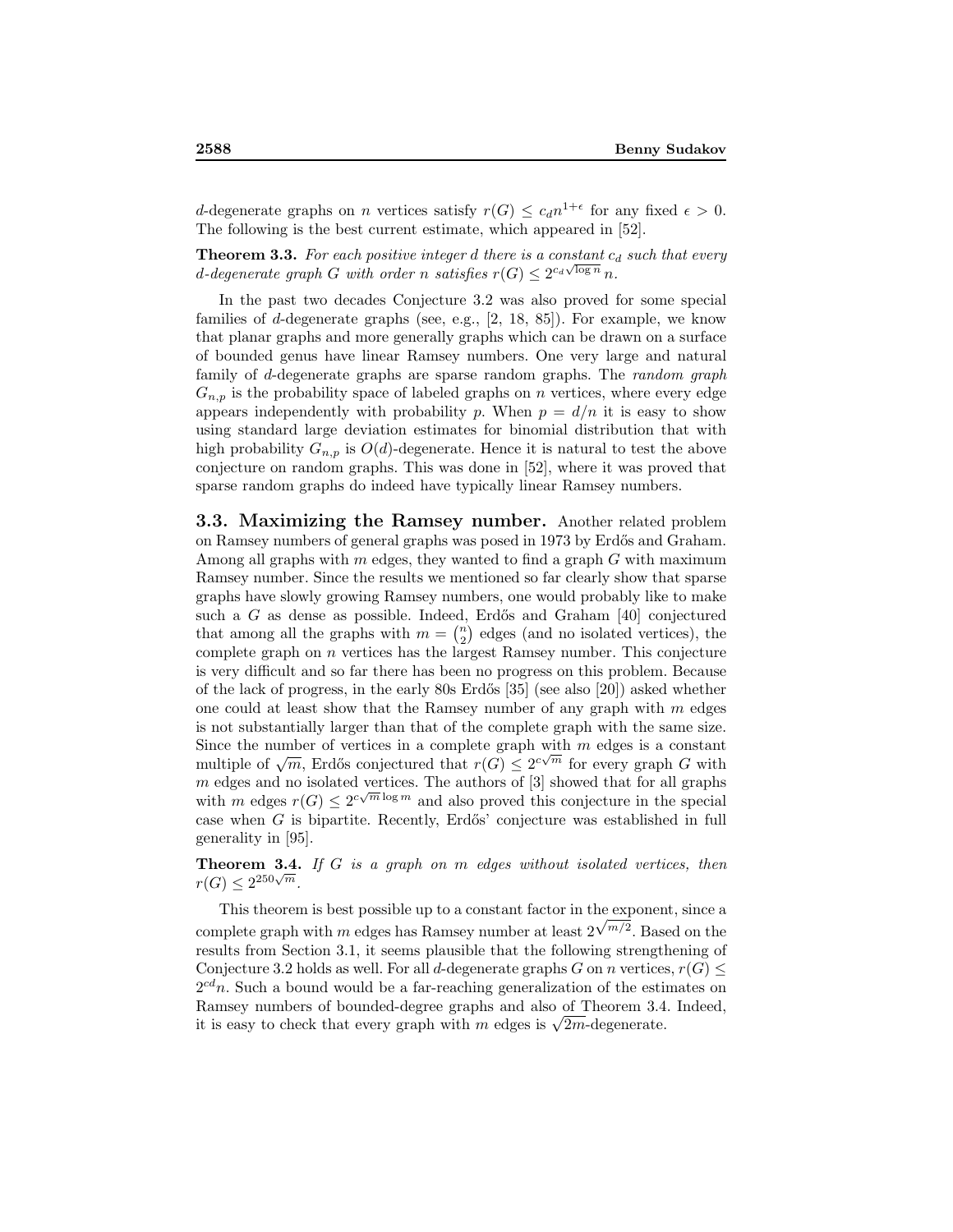$d$-degenerate graphs on $n$ vertices satisfy $r(G) \leq c_d n^{1+\epsilon}$ for any fixed $\epsilon > 0$. The following is the best current estimate, which appeared in [52].

**Theorem 3.3.** *For each positive integer $d$ there is a constant $c_d$ such that every $d$-degenerate graph $G$ with order $n$ satisfies $r(G) \leq 2^{c_d\sqrt{\log n}}\, n$.*

In the past two decades Conjecture 3.2 was also proved for some special families of $d$-degenerate graphs (see, e.g., [2, 18, 85]). For example, we know that planar graphs and more generally graphs which can be drawn on a surface of bounded genus have linear Ramsey numbers. One very large and natural family of $d$-degenerate graphs are sparse random graphs. The *random graph* $G_{n,p}$ is the probability space of labeled graphs on $n$ vertices, where every edge appears independently with probability $p$. When $p = d/n$ it is easy to show using standard large deviation estimates for binomial distribution that with high probability $G_{n,p}$ is $O(d)$-degenerate. Hence it is natural to test the above conjecture on random graphs. This was done in [52], where it was proved that sparse random graphs do indeed have typically linear Ramsey numbers.

### 3.3. Maximizing the Ramsey number.

Another related problem on Ramsey numbers of general graphs was posed in 1973 by Erdős and Graham. Among all graphs with $m$ edges, they wanted to find a graph $G$ with maximum Ramsey number. Since the results we mentioned so far clearly show that sparse graphs have slowly growing Ramsey numbers, one would probably like to make such a $G$ as dense as possible. Indeed, Erdős and Graham [40] conjectured that among all the graphs with $m = \binom{n}{2}$ edges (and no isolated vertices), the complete graph on $n$ vertices has the largest Ramsey number. This conjecture is very difficult and so far there has been no progress on this problem. Because of the lack of progress, in the early 80s Erdős [35] (see also [20]) asked whether one could at least show that the Ramsey number of any graph with $m$ edges is not substantially larger than that of the complete graph with the same size. Since the number of vertices in a complete graph with $m$ edges is a constant multiple of $\sqrt{m}$, Erdős conjectured that $r(G) \leq 2^{c\sqrt{m}}$ for every graph $G$ with $m$ edges and no isolated vertices. The authors of [3] showed that for all graphs with $m$ edges $r(G) \leq 2^{c\sqrt{m}\log m}$ and also proved this conjecture in the special case when $G$ is bipartite. Recently, Erdős' conjecture was established in full generality in [95].

**Theorem 3.4.** *If $G$ is a graph on $m$ edges without isolated vertices, then $r(G) \leq 2^{250\sqrt{m}}$.*

This theorem is best possible up to a constant factor in the exponent, since a complete graph with $m$ edges has Ramsey number at least $2^{\sqrt{m/2}}$. Based on the results from Section 3.1, it seems plausible that the following strengthening of Conjecture 3.2 holds as well. For all $d$-degenerate graphs $G$ on $n$ vertices, $r(G) \leq 2^{cd}n$. Such a bound would be a far-reaching generalization of the estimates on Ramsey numbers of bounded-degree graphs and also of Theorem 3.4. Indeed, it is easy to check that every graph with $m$ edges is $\sqrt{2m}$-degenerate.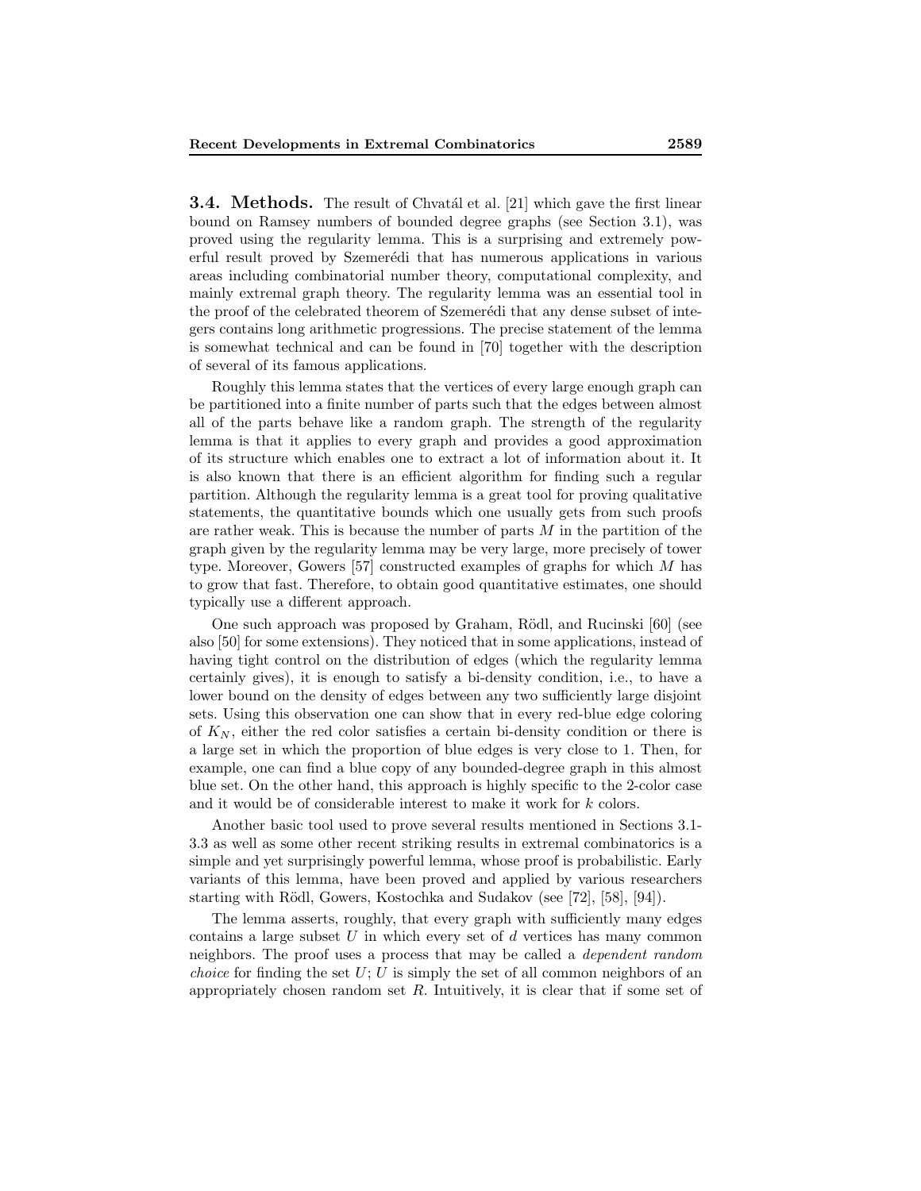### 3.4. Methods.

The result of Chvátal et al. [21] which gave the first linear bound on Ramsey numbers of bounded degree graphs (see Section 3.1), was proved using the regularity lemma. This is a surprising and extremely powerful result proved by Szemerédi that has numerous applications in various areas including combinatorial number theory, computational complexity, and mainly extremal graph theory. The regularity lemma was an essential tool in the proof of the celebrated theorem of Szemerédi that any dense subset of integers contains long arithmetic progressions. The precise statement of the lemma is somewhat technical and can be found in [70] together with the description of several of its famous applications.

Roughly this lemma states that the vertices of every large enough graph can be partitioned into a finite number of parts such that the edges between almost all of the parts behave like a random graph. The strength of the regularity lemma is that it applies to every graph and provides a good approximation of its structure which enables one to extract a lot of information about it. It is also known that there is an efficient algorithm for finding such a regular partition. Although the regularity lemma is a great tool for proving qualitative statements, the quantitative bounds which one usually gets from such proofs are rather weak. This is because the number of parts $M$ in the partition of the graph given by the regularity lemma may be very large, more precisely of tower type. Moreover, Gowers [57] constructed examples of graphs for which $M$ has to grow that fast. Therefore, to obtain good quantitative estimates, one should typically use a different approach.

One such approach was proposed by Graham, Rödl, and Rucinski [60] (see also [50] for some extensions). They noticed that in some applications, instead of having tight control on the distribution of edges (which the regularity lemma certainly gives), it is enough to satisfy a bi-density condition, i.e., to have a lower bound on the density of edges between any two sufficiently large disjoint sets. Using this observation one can show that in every red-blue edge coloring of $K_N$, either the red color satisfies a certain bi-density condition or there is a large set in which the proportion of blue edges is very close to 1. Then, for example, one can find a blue copy of any bounded-degree graph in this almost blue set. On the other hand, this approach is highly specific to the 2-color case and it would be of considerable interest to make it work for $k$ colors.

Another basic tool used to prove several results mentioned in Sections 3.1-3.3 as well as some other recent striking results in extremal combinatorics is a simple and yet surprisingly powerful lemma, whose proof is probabilistic. Early variants of this lemma, have been proved and applied by various researchers starting with Rödl, Gowers, Kostochka and Sudakov (see [72], [58], [94]).

The lemma asserts, roughly, that every graph with sufficiently many edges contains a large subset $U$ in which every set of $d$ vertices has many common neighbors. The proof uses a process that may be called a *dependent random choice* for finding the set $U$; $U$ is simply the set of all common neighbors of an appropriately chosen random set $R$. Intuitively, it is clear that if some set of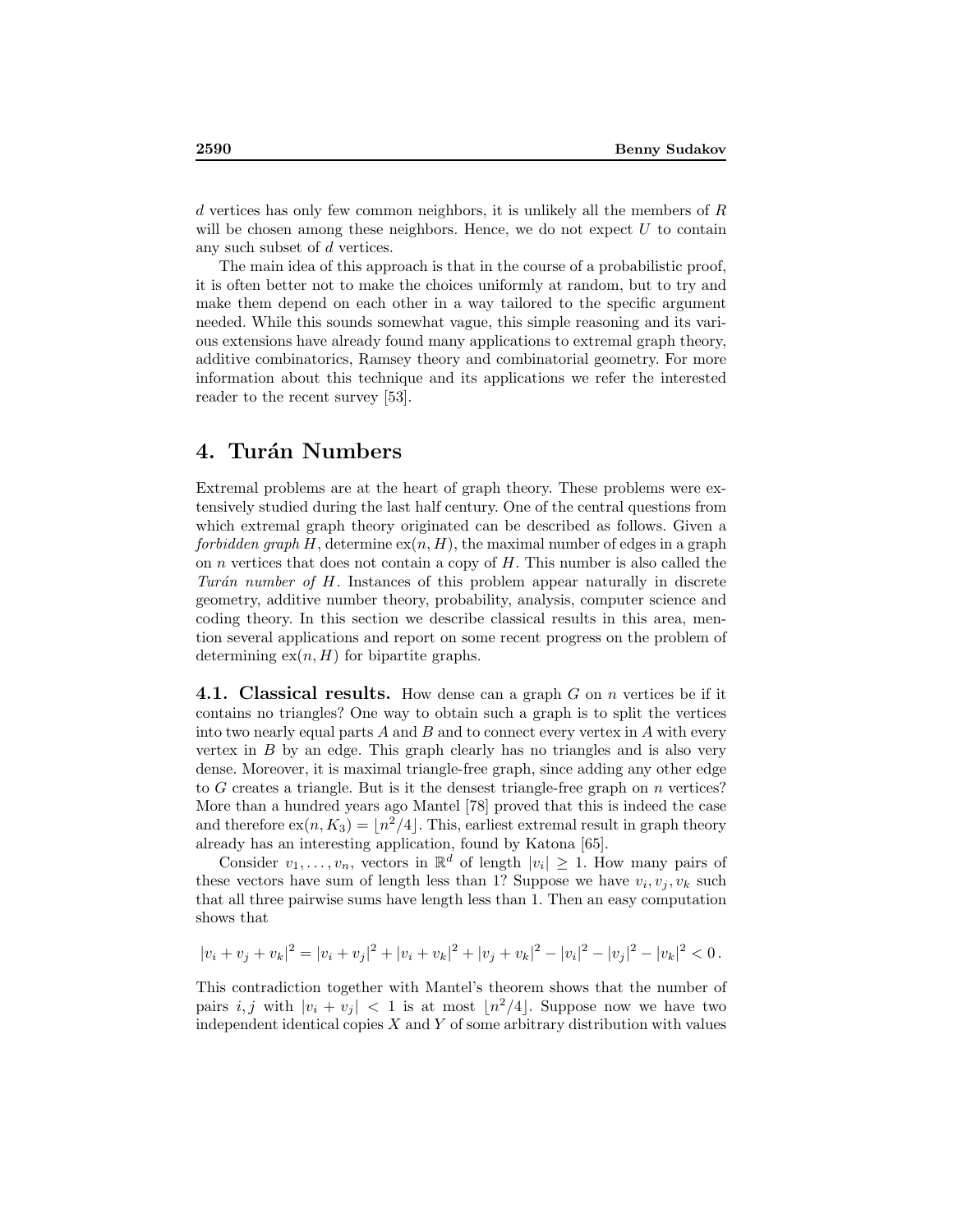$d$ vertices has only few common neighbors, it is unlikely all the members of $R$ will be chosen among these neighbors. Hence, we do not expect $U$ to contain any such subset of $d$ vertices.

The main idea of this approach is that in the course of a probabilistic proof, it is often better not to make the choices uniformly at random, but to try and make them depend on each other in a way tailored to the specific argument needed. While this sounds somewhat vague, this simple reasoning and its various extensions have already found many applications to extremal graph theory, additive combinatorics, Ramsey theory and combinatorial geometry. For more information about this technique and its applications we refer the interested reader to the recent survey [53].

# 4. Turán Numbers

Extremal problems are at the heart of graph theory. These problems were extensively studied during the last half century. One of the central questions from which extremal graph theory originated can be described as follows. Given a *forbidden graph* $H$, determine $\mathrm{ex}(n, H)$, the maximal number of edges in a graph on $n$ vertices that does not contain a copy of $H$. This number is also called the *Turán number of* $H$. Instances of this problem appear naturally in discrete geometry, additive number theory, probability, analysis, computer science and coding theory. In this section we describe classical results in this area, mention several applications and report on some recent progress on the problem of determining $\mathrm{ex}(n, H)$ for bipartite graphs.

**4.1. Classical results.** How dense can a graph $G$ on $n$ vertices be if it contains no triangles? One way to obtain such a graph is to split the vertices into two nearly equal parts $A$ and $B$ and to connect every vertex in $A$ with every vertex in $B$ by an edge. This graph clearly has no triangles and is also very dense. Moreover, it is maximal triangle-free graph, since adding any other edge to $G$ creates a triangle. But is it the densest triangle-free graph on $n$ vertices? More than a hundred years ago Mantel [78] proved that this is indeed the case and therefore $\mathrm{ex}(n, K_3) = \lfloor n^2/4 \rfloor$. This, earliest extremal result in graph theory already has an interesting application, found by Katona [65].

Consider $v_1, \ldots, v_n$, vectors in $\mathbb{R}^d$ of length $|v_i| \geq 1$. How many pairs of these vectors have sum of length less than 1? Suppose we have $v_i, v_j, v_k$ such that all three pairwise sums have length less than 1. Then an easy computation shows that

$$|v_i + v_j + v_k|^2 = |v_i + v_j|^2 + |v_i + v_k|^2 + |v_j + v_k|^2 - |v_i|^2 - |v_j|^2 - |v_k|^2 < 0\,.$$

This contradiction together with Mantel's theorem shows that the number of pairs $i, j$ with $|v_i + v_j| < 1$ is at most $\lfloor n^2/4 \rfloor$. Suppose now we have two independent identical copies $X$ and $Y$ of some arbitrary distribution with values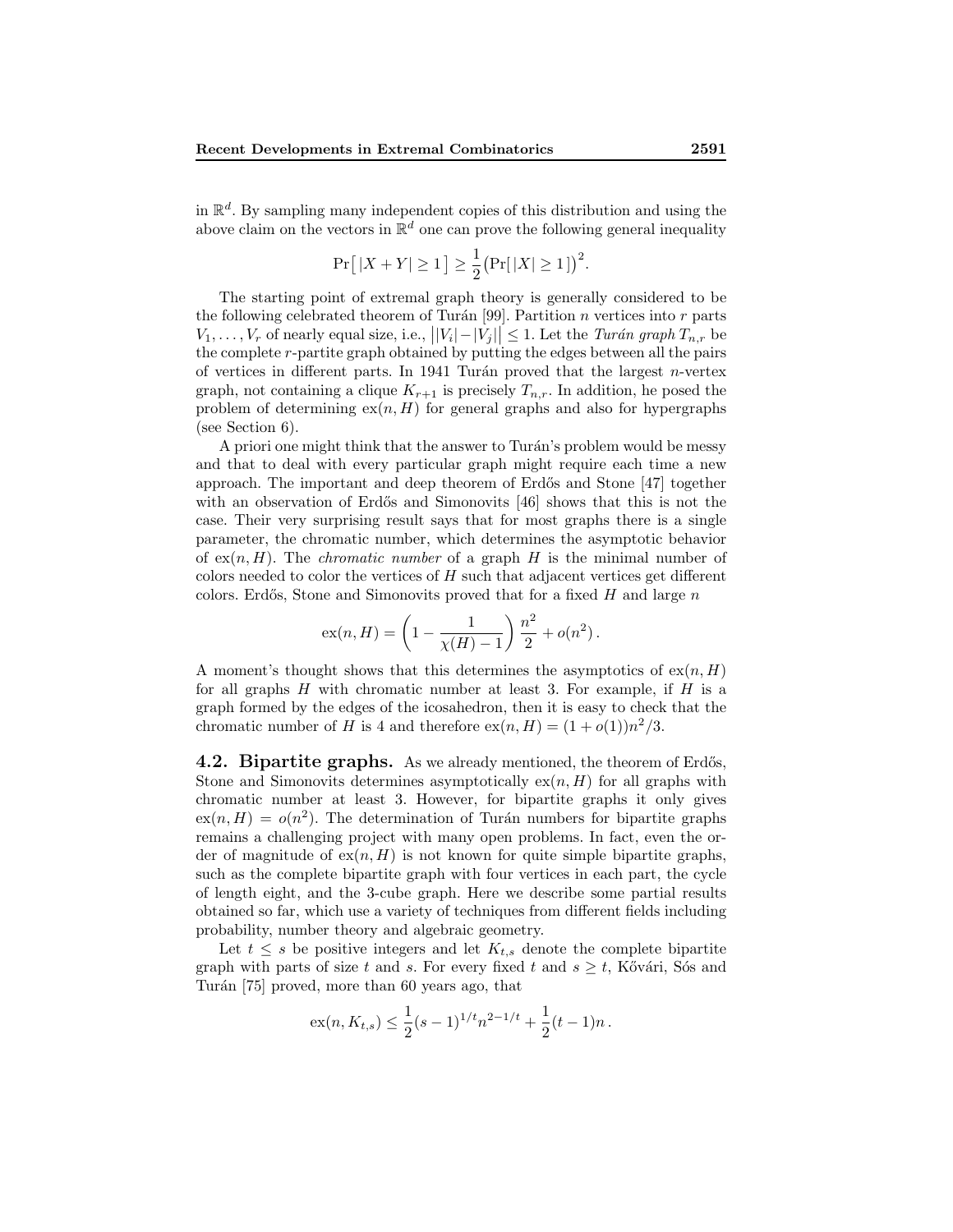in $\mathbb{R}^d$. By sampling many independent copies of this distribution and using the above claim on the vectors in $\mathbb{R}^d$ one can prove the following general inequality

$$\Pr\big[\, |X+Y| \geq 1 \,\big] \geq \frac{1}{2}\big(\Pr[\, |X| \geq 1\,]\big)^2.$$

The starting point of extremal graph theory is generally considered to be the following celebrated theorem of Turán [99]. Partition $n$ vertices into $r$ parts $V_1, \ldots, V_r$ of nearly equal size, i.e., $\big||V_i| - |V_j|\big| \leq 1$. Let the *Turán graph* $T_{n,r}$ be the complete $r$-partite graph obtained by putting the edges between all the pairs of vertices in different parts. In 1941 Turán proved that the largest $n$-vertex graph, not containing a clique $K_{r+1}$ is precisely $T_{n,r}$. In addition, he posed the problem of determining $\text{ex}(n, H)$ for general graphs and also for hypergraphs (see Section 6).

A priori one might think that the answer to Turán's problem would be messy and that to deal with every particular graph might require each time a new approach. The important and deep theorem of Erdős and Stone [47] together with an observation of Erdős and Simonovits [46] shows that this is not the case. Their very surprising result says that for most graphs there is a single parameter, the chromatic number, which determines the asymptotic behavior of $\text{ex}(n, H)$. The *chromatic number* of a graph $H$ is the minimal number of colors needed to color the vertices of $H$ such that adjacent vertices get different colors. Erdős, Stone and Simonovits proved that for a fixed $H$ and large $n$

$$\text{ex}(n, H) = \left(1 - \frac{1}{\chi(H) - 1}\right)\frac{n^2}{2} + o(n^2)\,.$$

A moment's thought shows that this determines the asymptotics of $\text{ex}(n, H)$ for all graphs $H$ with chromatic number at least 3. For example, if $H$ is a graph formed by the edges of the icosahedron, then it is easy to check that the chromatic number of $H$ is 4 and therefore $\text{ex}(n, H) = (1 + o(1))n^2/3$.

**4.2. Bipartite graphs.** As we already mentioned, the theorem of Erdős, Stone and Simonovits determines asymptotically $\text{ex}(n, H)$ for all graphs with chromatic number at least 3. However, for bipartite graphs it only gives $\text{ex}(n, H) = o(n^2)$. The determination of Turán numbers for bipartite graphs remains a challenging project with many open problems. In fact, even the order of magnitude of $\text{ex}(n, H)$ is not known for quite simple bipartite graphs, such as the complete bipartite graph with four vertices in each part, the cycle of length eight, and the 3-cube graph. Here we describe some partial results obtained so far, which use a variety of techniques from different fields including probability, number theory and algebraic geometry.

Let $t \leq s$ be positive integers and let $K_{t,s}$ denote the complete bipartite graph with parts of size $t$ and $s$. For every fixed $t$ and $s \geq t$, Kővári, Sós and Turán [75] proved, more than 60 years ago, that

$$\text{ex}(n, K_{t,s}) \leq \frac{1}{2}(s-1)^{1/t}n^{2-1/t} + \frac{1}{2}(t-1)n\,.$$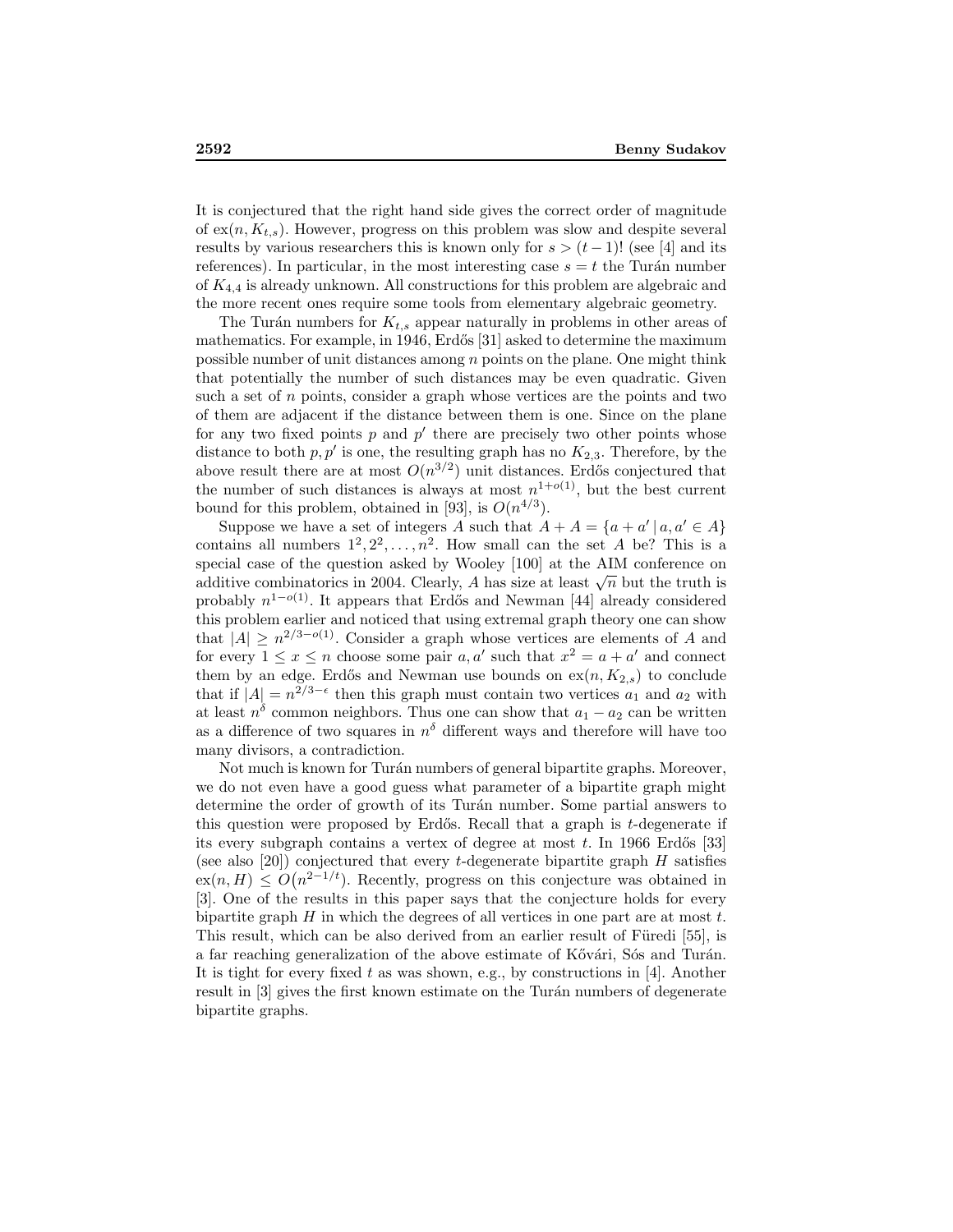It is conjectured that the right hand side gives the correct order of magnitude of $\mathrm{ex}(n, K_{t,s})$. However, progress on this problem was slow and despite several results by various researchers this is known only for $s > (t-1)!$ (see [4] and its references). In particular, in the most interesting case $s = t$ the Turán number of $K_{4,4}$ is already unknown. All constructions for this problem are algebraic and the more recent ones require some tools from elementary algebraic geometry.

The Turán numbers for $K_{t,s}$ appear naturally in problems in other areas of mathematics. For example, in 1946, Erdős [31] asked to determine the maximum possible number of unit distances among $n$ points on the plane. One might think that potentially the number of such distances may be even quadratic. Given such a set of $n$ points, consider a graph whose vertices are the points and two of them are adjacent if the distance between them is one. Since on the plane for any two fixed points $p$ and $p'$ there are precisely two other points whose distance to both $p, p'$ is one, the resulting graph has no $K_{2,3}$. Therefore, by the above result there are at most $O(n^{3/2})$ unit distances. Erdős conjectured that the number of such distances is always at most $n^{1+o(1)}$, but the best current bound for this problem, obtained in [93], is $O(n^{4/3})$.

Suppose we have a set of integers $A$ such that $A + A = \{a + a' \,|\, a, a' \in A\}$ contains all numbers $1^2, 2^2, \ldots, n^2$. How small can the set $A$ be? This is a special case of the question asked by Wooley [100] at the AIM conference on additive combinatorics in 2004. Clearly, $A$ has size at least $\sqrt{n}$ but the truth is probably $n^{1-o(1)}$. It appears that Erdős and Newman [44] already considered this problem earlier and noticed that using extremal graph theory one can show that $|A| \geq n^{2/3-o(1)}$. Consider a graph whose vertices are elements of $A$ and for every $1 \leq x \leq n$ choose some pair $a, a'$ such that $x^2 = a + a'$ and connect them by an edge. Erdős and Newman use bounds on $\mathrm{ex}(n, K_{2,s})$ to conclude that if $|A| = n^{2/3-\epsilon}$ then this graph must contain two vertices $a_1$ and $a_2$ with at least $n^\delta$ common neighbors. Thus one can show that $a_1 - a_2$ can be written as a difference of two squares in $n^\delta$ different ways and therefore will have too many divisors, a contradiction.

Not much is known for Turán numbers of general bipartite graphs. Moreover, we do not even have a good guess what parameter of a bipartite graph might determine the order of growth of its Turán number. Some partial answers to this question were proposed by Erdős. Recall that a graph is $t$-degenerate if its every subgraph contains a vertex of degree at most $t$. In 1966 Erdős [33] (see also [20]) conjectured that every $t$-degenerate bipartite graph $H$ satisfies $\mathrm{ex}(n, H) \leq O\big(n^{2-1/t}\big)$. Recently, progress on this conjecture was obtained in [3]. One of the results in this paper says that the conjecture holds for every bipartite graph $H$ in which the degrees of all vertices in one part are at most $t$. This result, which can be also derived from an earlier result of Füredi [55], is a far reaching generalization of the above estimate of Kővári, Sós and Turán. It is tight for every fixed $t$ as was shown, e.g., by constructions in [4]. Another result in [3] gives the first known estimate on the Turán numbers of degenerate bipartite graphs.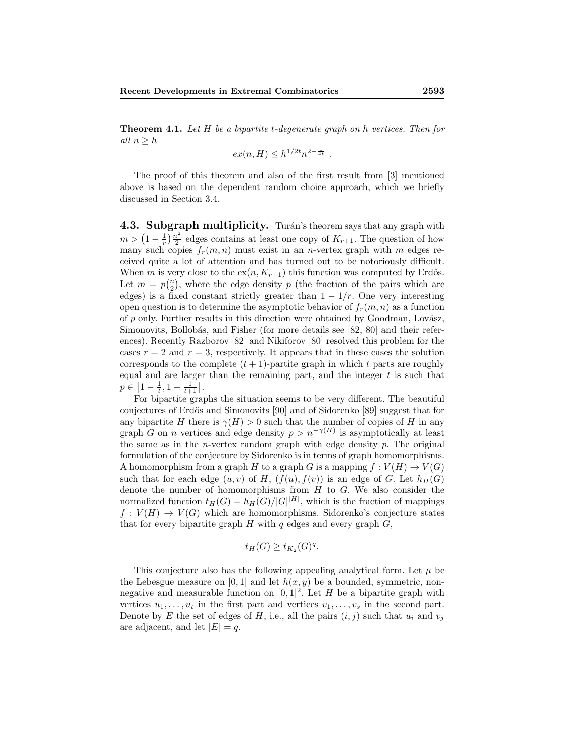**Theorem 4.1.** *Let $H$ be a bipartite $t$-degenerate graph on $h$ vertices. Then for all $n \geq h$*

$$ex(n, H) \leq h^{1/2t} n^{2-\frac{1}{4t}} .$$

The proof of this theorem and also of the first result from [3] mentioned above is based on the dependent random choice approach, which we briefly discussed in Section 3.4.

## 4.3. Subgraph multiplicity.

Turán's theorem says that any graph with $m > \left(1 - \frac{1}{r}\right)\frac{n^2}{2}$ edges contains at least one copy of $K_{r+1}$. The question of how many such copies $f_r(m, n)$ must exist in an $n$-vertex graph with $m$ edges received quite a lot of attention and has turned out to be notoriously difficult. When $m$ is very close to the $\mathrm{ex}(n, K_{r+1})$ this function was computed by Erdős. Let $m = p\binom{n}{2}$, where the edge density $p$ (the fraction of the pairs which are edges) is a fixed constant strictly greater than $1 - 1/r$. One very interesting open question is to determine the asymptotic behavior of $f_r(m, n)$ as a function of $p$ only. Further results in this direction were obtained by Goodman, Lovász, Simonovits, Bollobás, and Fisher (for more details see [82, 80] and their references). Recently Razborov [82] and Nikiforov [80] resolved this problem for the cases $r = 2$ and $r = 3$, respectively. It appears that in these cases the solution corresponds to the complete $(t + 1)$-partite graph in which $t$ parts are roughly equal and are larger than the remaining part, and the integer $t$ is such that $p \in \left[1 - \frac{1}{t}, 1 - \frac{1}{t+1}\right]$.

For bipartite graphs the situation seems to be very different. The beautiful conjectures of Erdős and Simonovits [90] and of Sidorenko [89] suggest that for any bipartite $H$ there is $\gamma(H) > 0$ such that the number of copies of $H$ in any graph $G$ on $n$ vertices and edge density $p > n^{-\gamma(H)}$ is asymptotically at least the same as in the $n$-vertex random graph with edge density $p$. The original formulation of the conjecture by Sidorenko is in terms of graph homomorphisms. A homomorphism from a graph $H$ to a graph $G$ is a mapping $f : V(H) \to V(G)$ such that for each edge $(u, v)$ of $H$, $(f(u), f(v))$ is an edge of $G$. Let $h_H(G)$ denote the number of homomorphisms from $H$ to $G$. We also consider the normalized function $t_H(G) = h_H(G)/|G|^{|H|}$, which is the fraction of mappings $f : V(H) \to V(G)$ which are homomorphisms. Sidorenko's conjecture states that for every bipartite graph $H$ with $q$ edges and every graph $G$,

$$t_H(G) \geq t_{K_2}(G)^q.$$

This conjecture also has the following appealing analytical form. Let $\mu$ be the Lebesgue measure on $[0, 1]$ and let $h(x, y)$ be a bounded, symmetric, nonnegative and measurable function on $[0, 1]^2$. Let $H$ be a bipartite graph with vertices $u_1, \ldots, u_t$ in the first part and vertices $v_1, \ldots, v_s$ in the second part. Denote by $E$ the set of edges of $H$, i.e., all the pairs $(i, j)$ such that $u_i$ and $v_j$ are adjacent, and let $|E| = q$.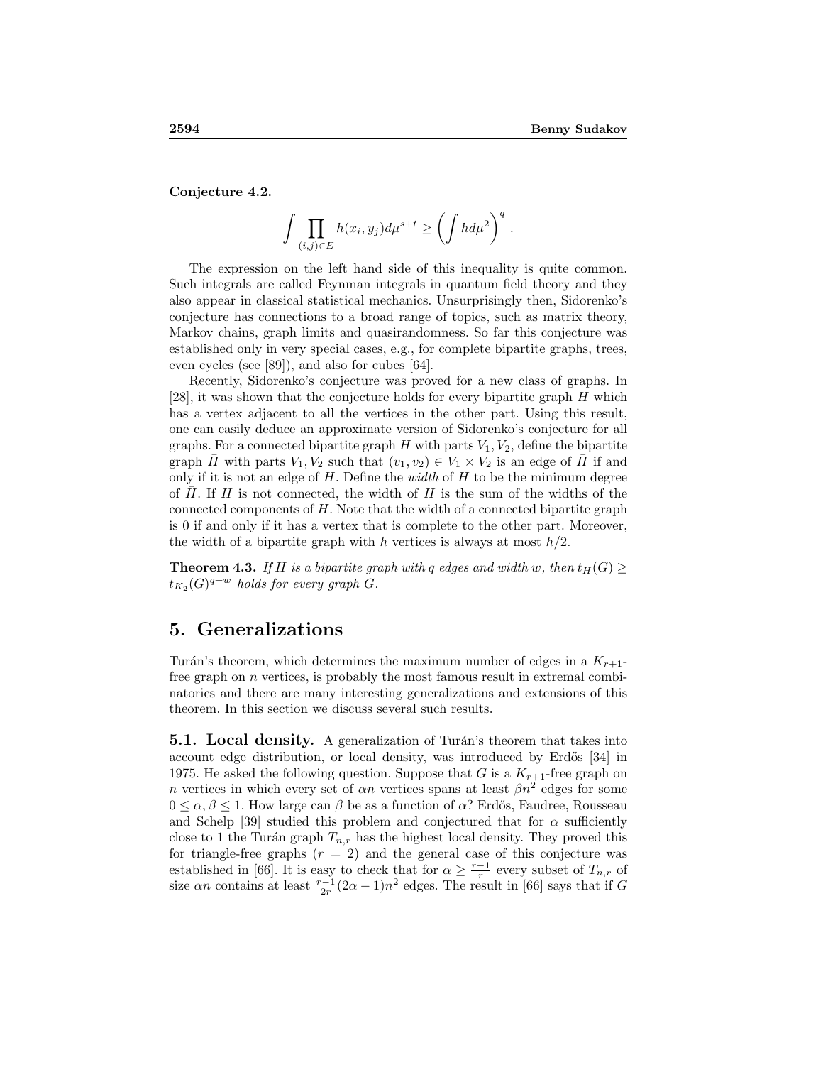**Conjecture 4.2.**

$$\int \prod_{(i,j)\in E} h(x_i, y_j) d\mu^{s+t} \geq \left( \int h d\mu^2 \right)^q .$$

The expression on the left hand side of this inequality is quite common. Such integrals are called Feynman integrals in quantum field theory and they also appear in classical statistical mechanics. Unsurprisingly then, Sidorenko's conjecture has connections to a broad range of topics, such as matrix theory, Markov chains, graph limits and quasirandomness. So far this conjecture was established only in very special cases, e.g., for complete bipartite graphs, trees, even cycles (see [89]), and also for cubes [64].

Recently, Sidorenko's conjecture was proved for a new class of graphs. In [28], it was shown that the conjecture holds for every bipartite graph $H$ which has a vertex adjacent to all the vertices in the other part. Using this result, one can easily deduce an approximate version of Sidorenko's conjecture for all graphs. For a connected bipartite graph $H$ with parts $V_1, V_2$, define the bipartite graph $\bar{H}$ with parts $V_1, V_2$ such that $(v_1, v_2) \in V_1 \times V_2$ is an edge of $\bar{H}$ if and only if it is not an edge of $H$. Define the *width* of $H$ to be the minimum degree of $\bar{H}$. If $H$ is not connected, the width of $H$ is the sum of the widths of the connected components of $H$. Note that the width of a connected bipartite graph is 0 if and only if it has a vertex that is complete to the other part. Moreover, the width of a bipartite graph with $h$ vertices is always at most $h/2$.

**Theorem 4.3.** *If $H$ is a bipartite graph with $q$ edges and width $w$, then $t_H(G) \geq t_{K_2}(G)^{q+w}$ holds for every graph $G$.*

# 5. Generalizations

Turán's theorem, which determines the maximum number of edges in a $K_{r+1}$-free graph on $n$ vertices, is probably the most famous result in extremal combinatorics and there are many interesting generalizations and extensions of this theorem. In this section we discuss several such results.

**5.1. Local density.** A generalization of Turán's theorem that takes into account edge distribution, or local density, was introduced by Erdős [34] in 1975. He asked the following question. Suppose that $G$ is a $K_{r+1}$-free graph on $n$ vertices in which every set of $\alpha n$ vertices spans at least $\beta n^2$ edges for some $0 \leq \alpha, \beta \leq 1$. How large can $\beta$ be as a function of $\alpha$? Erdős, Faudree, Rousseau and Schelp [39] studied this problem and conjectured that for $\alpha$ sufficiently close to 1 the Turán graph $T_{n,r}$ has the highest local density. They proved this for triangle-free graphs ($r = 2$) and the general case of this conjecture was established in [66]. It is easy to check that for $\alpha \geq \frac{r-1}{r}$ every subset of $T_{n,r}$ of size $\alpha n$ contains at least $\frac{r-1}{2r}(2\alpha - 1)n^2$ edges. The result in [66] says that if $G$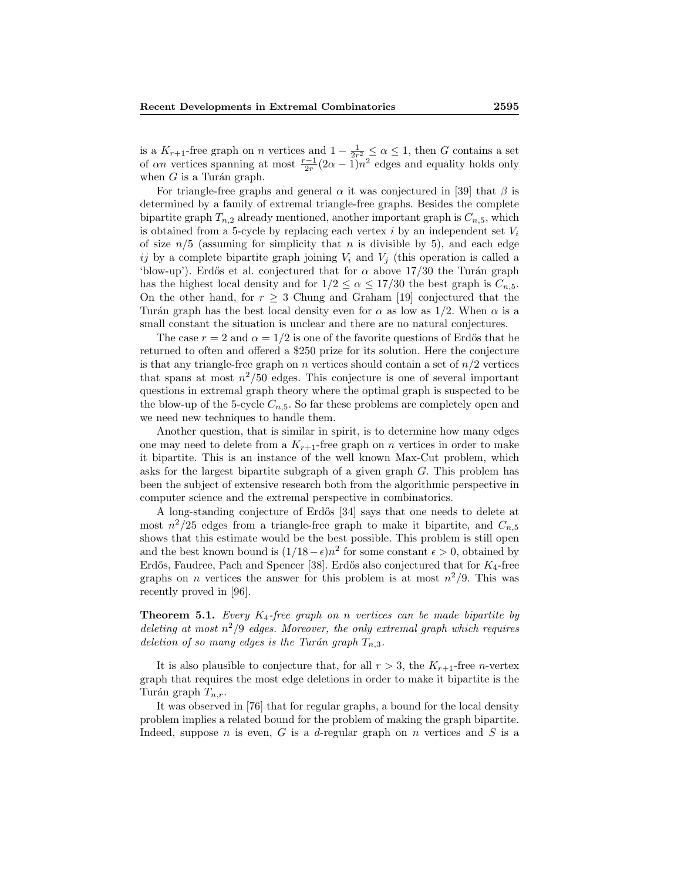is a $K_{r+1}$-free graph on $n$ vertices and $1 - \frac{1}{2r^2} \leq \alpha \leq 1$, then $G$ contains a set of $\alpha n$ vertices spanning at most $\frac{r-1}{2r}(2\alpha - 1)n^2$ edges and equality holds only when $G$ is a Turán graph.

For triangle-free graphs and general $\alpha$ it was conjectured in [39] that $\beta$ is determined by a family of extremal triangle-free graphs. Besides the complete bipartite graph $T_{n,2}$ already mentioned, another important graph is $C_{n,5}$, which is obtained from a 5-cycle by replacing each vertex $i$ by an independent set $V_i$ of size $n/5$ (assuming for simplicity that $n$ is divisible by 5), and each edge $ij$ by a complete bipartite graph joining $V_i$ and $V_j$ (this operation is called a 'blow-up'). Erdős et al. conjectured that for $\alpha$ above $17/30$ the Turán graph has the highest local density and for $1/2 \leq \alpha \leq 17/30$ the best graph is $C_{n,5}$. On the other hand, for $r \geq 3$ Chung and Graham [19] conjectured that the Turán graph has the best local density even for $\alpha$ as low as $1/2$. When $\alpha$ is a small constant the situation is unclear and there are no natural conjectures.

The case $r = 2$ and $\alpha = 1/2$ is one of the favorite questions of Erdős that he returned to often and offered a \$250 prize for its solution. Here the conjecture is that any triangle-free graph on $n$ vertices should contain a set of $n/2$ vertices that spans at most $n^2/50$ edges. This conjecture is one of several important questions in extremal graph theory where the optimal graph is suspected to be the blow-up of the 5-cycle $C_{n,5}$. So far these problems are completely open and we need new techniques to handle them.

Another question, that is similar in spirit, is to determine how many edges one may need to delete from a $K_{r+1}$-free graph on $n$ vertices in order to make it bipartite. This is an instance of the well known Max-Cut problem, which asks for the largest bipartite subgraph of a given graph $G$. This problem has been the subject of extensive research both from the algorithmic perspective in computer science and the extremal perspective in combinatorics.

A long-standing conjecture of Erdős [34] says that one needs to delete at most $n^2/25$ edges from a triangle-free graph to make it bipartite, and $C_{n,5}$ shows that this estimate would be the best possible. This problem is still open and the best known bound is $(1/18 - \epsilon)n^2$ for some constant $\epsilon > 0$, obtained by Erdős, Faudree, Pach and Spencer [38]. Erdős also conjectured that for $K_4$-free graphs on $n$ vertices the answer for this problem is at most $n^2/9$. This was recently proved in [96].

**Theorem 5.1.** *Every $K_4$-free graph on $n$ vertices can be made bipartite by deleting at most $n^2/9$ edges. Moreover, the only extremal graph which requires deletion of so many edges is the Turán graph $T_{n,3}$.*

It is also plausible to conjecture that, for all $r > 3$, the $K_{r+1}$-free $n$-vertex graph that requires the most edge deletions in order to make it bipartite is the Turán graph $T_{n,r}$.

It was observed in [76] that for regular graphs, a bound for the local density problem implies a related bound for the problem of making the graph bipartite. Indeed, suppose $n$ is even, $G$ is a $d$-regular graph on $n$ vertices and $S$ is a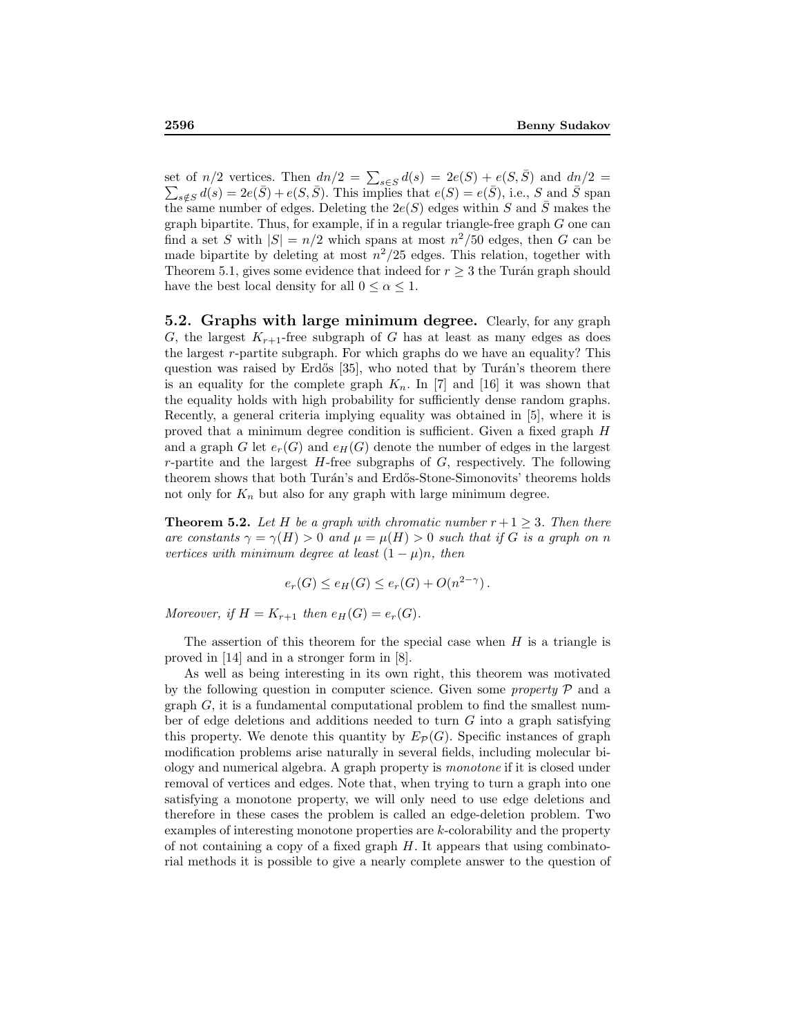set of $n/2$ vertices. Then $dn/2 = \sum_{s\in S} d(s) = 2e(S) + e(S,\bar{S})$ and $dn/2 = \sum_{s\notin S} d(s) = 2e(\bar{S}) + e(S,\bar{S})$. This implies that $e(S) = e(\bar{S})$, i.e., $S$ and $\bar{S}$ span the same number of edges. Deleting the $2e(S)$ edges within $S$ and $\bar{S}$ makes the graph bipartite. Thus, for example, if in a regular triangle-free graph $G$ one can find a set $S$ with $|S| = n/2$ which spans at most $n^2/50$ edges, then $G$ can be made bipartite by deleting at most $n^2/25$ edges. This relation, together with Theorem 5.1, gives some evidence that indeed for $r \geq 3$ the Turán graph should have the best local density for all $0 \leq \alpha \leq 1$.

## 5.2. Graphs with large minimum degree.

Clearly, for any graph $G$, the largest $K_{r+1}$-free subgraph of $G$ has at least as many edges as does the largest $r$-partite subgraph. For which graphs do we have an equality? This question was raised by Erdős [35], who noted that by Turán's theorem there is an equality for the complete graph $K_n$. In [7] and [16] it was shown that the equality holds with high probability for sufficiently dense random graphs. Recently, a general criteria implying equality was obtained in [5], where it is proved that a minimum degree condition is sufficient. Given a fixed graph $H$ and a graph $G$ let $e_r(G)$ and $e_H(G)$ denote the number of edges in the largest $r$-partite and the largest $H$-free subgraphs of $G$, respectively. The following theorem shows that both Turán's and Erdős-Stone-Simonovits' theorems holds not only for $K_n$ but also for any graph with large minimum degree.

**Theorem 5.2.** *Let $H$ be a graph with chromatic number $r + 1 \geq 3$. Then there are constants $\gamma = \gamma(H) > 0$ and $\mu = \mu(H) > 0$ such that if $G$ is a graph on $n$ vertices with minimum degree at least $(1 - \mu)n$, then*

$$e_r(G) \leq e_H(G) \leq e_r(G) + O(n^{2-\gamma})\,.$$

*Moreover, if $H = K_{r+1}$ then $e_H(G) = e_r(G)$.*

The assertion of this theorem for the special case when $H$ is a triangle is proved in [14] and in a stronger form in [8].

As well as being interesting in its own right, this theorem was motivated by the following question in computer science. Given some *property* $\mathcal{P}$ and a graph $G$, it is a fundamental computational problem to find the smallest number of edge deletions and additions needed to turn $G$ into a graph satisfying this property. We denote this quantity by $E_{\mathcal{P}}(G)$. Specific instances of graph modification problems arise naturally in several fields, including molecular biology and numerical algebra. A graph property is *monotone* if it is closed under removal of vertices and edges. Note that, when trying to turn a graph into one satisfying a monotone property, we will only need to use edge deletions and therefore in these cases the problem is called an edge-deletion problem. Two examples of interesting monotone properties are $k$-colorability and the property of not containing a copy of a fixed graph $H$. It appears that using combinatorial methods it is possible to give a nearly complete answer to the question of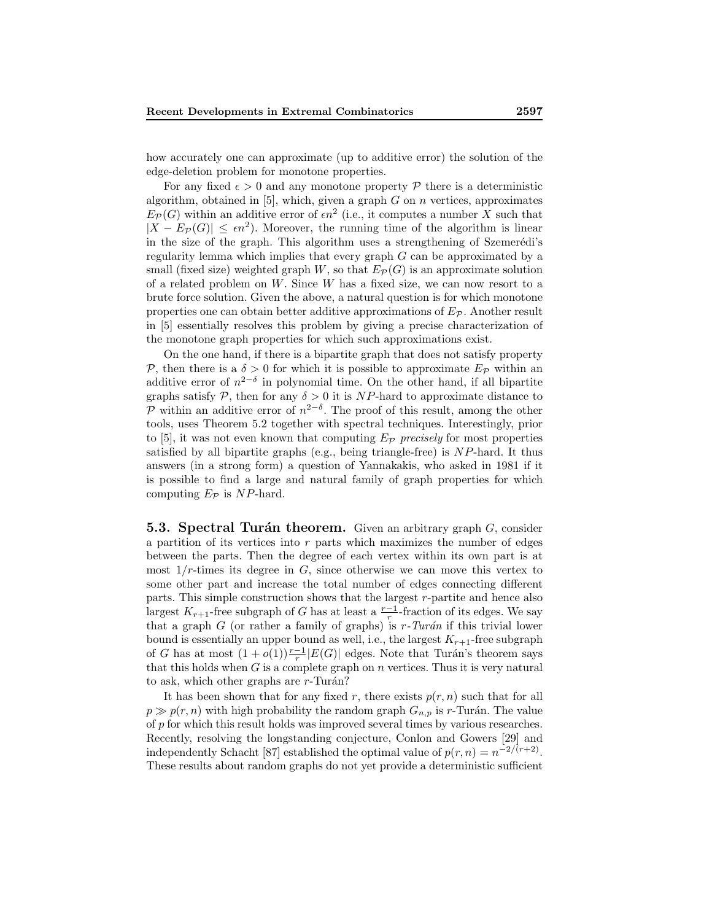how accurately one can approximate (up to additive error) the solution of the edge-deletion problem for monotone properties.

For any fixed $\epsilon > 0$ and any monotone property $\mathcal{P}$ there is a deterministic algorithm, obtained in [5], which, given a graph $G$ on $n$ vertices, approximates $E_{\mathcal{P}}(G)$ within an additive error of $\epsilon n^2$ (i.e., it computes a number $X$ such that $|X - E_{\mathcal{P}}(G)| \leq \epsilon n^2$). Moreover, the running time of the algorithm is linear in the size of the graph. This algorithm uses a strengthening of Szemerédi's regularity lemma which implies that every graph $G$ can be approximated by a small (fixed size) weighted graph $W$, so that $E_{\mathcal{P}}(G)$ is an approximate solution of a related problem on $W$. Since $W$ has a fixed size, we can now resort to a brute force solution. Given the above, a natural question is for which monotone properties one can obtain better additive approximations of $E_{\mathcal{P}}$. Another result in [5] essentially resolves this problem by giving a precise characterization of the monotone graph properties for which such approximations exist.

On the one hand, if there is a bipartite graph that does not satisfy property $\mathcal{P}$, then there is a $\delta > 0$ for which it is possible to approximate $E_{\mathcal{P}}$ within an additive error of $n^{2-\delta}$ in polynomial time. On the other hand, if all bipartite graphs satisfy $\mathcal{P}$, then for any $\delta > 0$ it is $NP$-hard to approximate distance to $\mathcal{P}$ within an additive error of $n^{2-\delta}$. The proof of this result, among the other tools, uses Theorem 5.2 together with spectral techniques. Interestingly, prior to [5], it was not even known that computing $E_{\mathcal{P}}$ *precisely* for most properties satisfied by all bipartite graphs (e.g., being triangle-free) is $NP$-hard. It thus answers (in a strong form) a question of Yannakakis, who asked in 1981 if it is possible to find a large and natural family of graph properties for which computing $E_{\mathcal{P}}$ is $NP$-hard.

### 5.3. Spectral Turán theorem.

Given an arbitrary graph $G$, consider a partition of its vertices into $r$ parts which maximizes the number of edges between the parts. Then the degree of each vertex within its own part is at most $1/r$-times its degree in $G$, since otherwise we can move this vertex to some other part and increase the total number of edges connecting different parts. This simple construction shows that the largest $r$-partite and hence also largest $K_{r+1}$-free subgraph of $G$ has at least a $\frac{r-1}{r}$-fraction of its edges. We say that a graph $G$ (or rather a family of graphs) is *$r$-Turán* if this trivial lower bound is essentially an upper bound as well, i.e., the largest $K_{r+1}$-free subgraph of $G$ has at most $(1+o(1))\frac{r-1}{r}|E(G)|$ edges. Note that Turán's theorem says that this holds when $G$ is a complete graph on $n$ vertices. Thus it is very natural to ask, which other graphs are $r$-Turán?

It has been shown that for any fixed $r$, there exists $p(r,n)$ such that for all $p \gg p(r,n)$ with high probability the random graph $G_{n,p}$ is $r$-Turán. The value of $p$ for which this result holds was improved several times by various researches. Recently, resolving the longstanding conjecture, Conlon and Gowers [29] and independently Schacht [87] established the optimal value of $p(r,n) = n^{-2/(r+2)}$. These results about random graphs do not yet provide a deterministic sufficient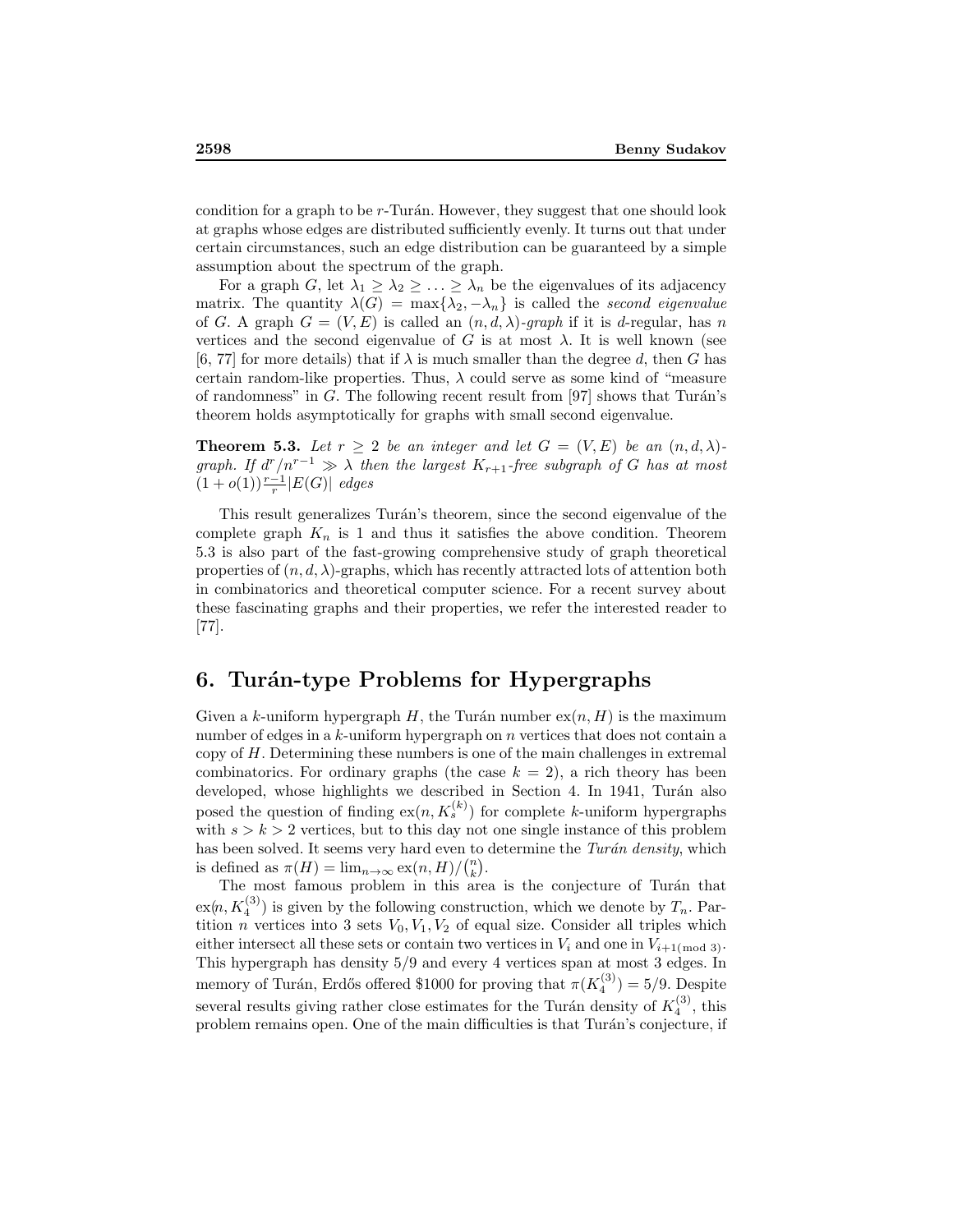condition for a graph to be $r$-Turán. However, they suggest that one should look at graphs whose edges are distributed sufficiently evenly. It turns out that under certain circumstances, such an edge distribution can be guaranteed by a simple assumption about the spectrum of the graph.

For a graph $G$, let $\lambda_1 \geq \lambda_2 \geq \ldots \geq \lambda_n$ be the eigenvalues of its adjacency matrix. The quantity $\lambda(G) = \max\{\lambda_2, -\lambda_n\}$ is called the *second eigenvalue* of $G$. A graph $G = (V, E)$ is called an *$(n, d, \lambda)$-graph* if it is $d$-regular, has $n$ vertices and the second eigenvalue of $G$ is at most $\lambda$. It is well known (see [6, 77] for more details) that if $\lambda$ is much smaller than the degree $d$, then $G$ has certain random-like properties. Thus, $\lambda$ could serve as some kind of "measure of randomness" in $G$. The following recent result from [97] shows that Turán's theorem holds asymptotically for graphs with small second eigenvalue.

**Theorem 5.3.** *Let $r \geq 2$ be an integer and let $G = (V, E)$ be an $(n, d, \lambda)$-graph. If $d^r/n^{r-1} \gg \lambda$ then the largest $K_{r+1}$-free subgraph of $G$ has at most $(1 + o(1))\frac{r-1}{r}|E(G)|$ edges*

This result generalizes Turán's theorem, since the second eigenvalue of the complete graph $K_n$ is 1 and thus it satisfies the above condition. Theorem 5.3 is also part of the fast-growing comprehensive study of graph theoretical properties of $(n, d, \lambda)$-graphs, which has recently attracted lots of attention both in combinatorics and theoretical computer science. For a recent survey about these fascinating graphs and their properties, we refer the interested reader to [77].

## 6. Turán-type Problems for Hypergraphs

Given a $k$-uniform hypergraph $H$, the Turán number $\mathrm{ex}(n, H)$ is the maximum number of edges in a $k$-uniform hypergraph on $n$ vertices that does not contain a copy of $H$. Determining these numbers is one of the main challenges in extremal combinatorics. For ordinary graphs (the case $k = 2$), a rich theory has been developed, whose highlights we described in Section 4. In 1941, Turán also posed the question of finding $\mathrm{ex}(n, K_s^{(k)})$ for complete $k$-uniform hypergraphs with $s > k > 2$ vertices, but to this day not one single instance of this problem has been solved. It seems very hard even to determine the *Turán density*, which is defined as $\pi(H) = \lim_{n\to\infty} \mathrm{ex}(n, H)/\binom{n}{k}$.

The most famous problem in this area is the conjecture of Turán that $\mathrm{ex}(n, K_4^{(3)})$ is given by the following construction, which we denote by $T_n$. Partition $n$ vertices into 3 sets $V_0, V_1, V_2$ of equal size. Consider all triples which either intersect all these sets or contain two vertices in $V_i$ and one in $V_{i+1 (\mathrm{mod}\ 3)}$. This hypergraph has density $5/9$ and every 4 vertices span at most 3 edges. In memory of Turán, Erdős offered \$1000 for proving that $\pi(K_4^{(3)}) = 5/9$. Despite several results giving rather close estimates for the Turán density of $K_4^{(3)}$, this problem remains open. One of the main difficulties is that Turán's conjecture, if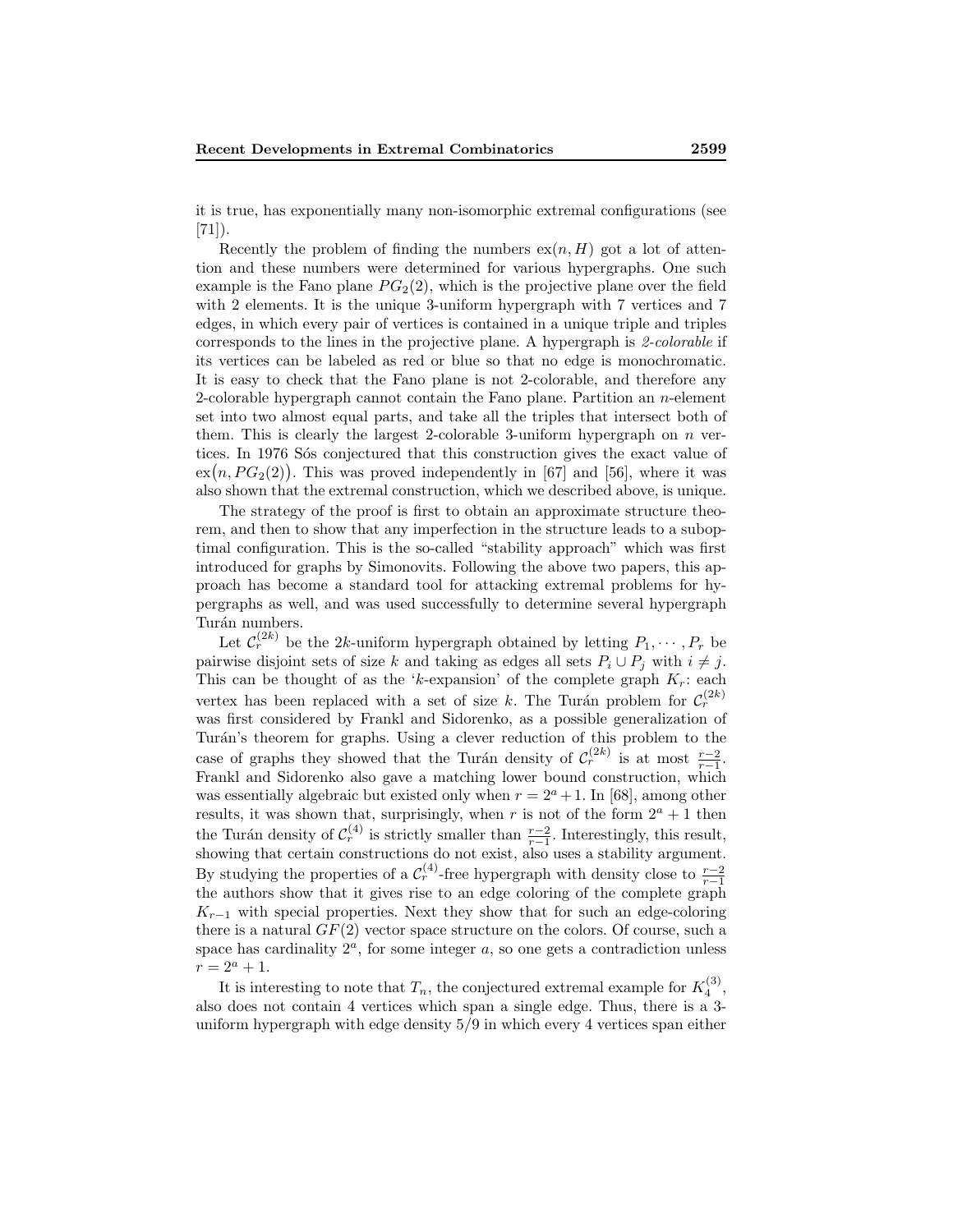it is true, has exponentially many non-isomorphic extremal configurations (see [71]).

Recently the problem of finding the numbers $\mathrm{ex}(n, H)$ got a lot of attention and these numbers were determined for various hypergraphs. One such example is the Fano plane $PG_2(2)$, which is the projective plane over the field with 2 elements. It is the unique 3-uniform hypergraph with 7 vertices and 7 edges, in which every pair of vertices is contained in a unique triple and triples corresponds to the lines in the projective plane. A hypergraph is *2-colorable* if its vertices can be labeled as red or blue so that no edge is monochromatic. It is easy to check that the Fano plane is not 2-colorable, and therefore any 2-colorable hypergraph cannot contain the Fano plane. Partition an $n$-element set into two almost equal parts, and take all the triples that intersect both of them. This is clearly the largest 2-colorable 3-uniform hypergraph on $n$ vertices. In 1976 Sós conjectured that this construction gives the exact value of $\mathrm{ex}\big(n, PG_2(2)\big)$. This was proved independently in [67] and [56], where it was also shown that the extremal construction, which we described above, is unique.

The strategy of the proof is first to obtain an approximate structure theorem, and then to show that any imperfection in the structure leads to a suboptimal configuration. This is the so-called "stability approach" which was first introduced for graphs by Simonovits. Following the above two papers, this approach has become a standard tool for attacking extremal problems for hypergraphs as well, and was used successfully to determine several hypergraph Turán numbers.

Let $\mathcal{C}_r^{(2k)}$ be the $2k$-uniform hypergraph obtained by letting $P_1, \cdots, P_r$ be pairwise disjoint sets of size $k$ and taking as edges all sets $P_i \cup P_j$ with $i \neq j$. This can be thought of as the '$k$-expansion' of the complete graph $K_r$: each vertex has been replaced with a set of size $k$. The Turán problem for $\mathcal{C}_r^{(2k)}$ was first considered by Frankl and Sidorenko, as a possible generalization of Turán's theorem for graphs. Using a clever reduction of this problem to the case of graphs they showed that the Turán density of $\mathcal{C}_r^{(2k)}$ is at most $\frac{r-2}{r-1}$. Frankl and Sidorenko also gave a matching lower bound construction, which was essentially algebraic but existed only when $r = 2^a + 1$. In [68], among other results, it was shown that, surprisingly, when $r$ is not of the form $2^a + 1$ then the Turán density of $\mathcal{C}_r^{(4)}$ is strictly smaller than $\frac{r-2}{r-1}$. Interestingly, this result, showing that certain constructions do not exist, also uses a stability argument. By studying the properties of a $\mathcal{C}_r^{(4)}$-free hypergraph with density close to $\frac{r-2}{r-1}$ the authors show that it gives rise to an edge coloring of the complete graph $K_{r-1}$ with special properties. Next they show that for such an edge-coloring there is a natural $GF(2)$ vector space structure on the colors. Of course, such a space has cardinality $2^a$, for some integer $a$, so one gets a contradiction unless $r = 2^a + 1$.

It is interesting to note that $T_n$, the conjectured extremal example for $K_4^{(3)}$, also does not contain 4 vertices which span a single edge. Thus, there is a 3-uniform hypergraph with edge density $5/9$ in which every 4 vertices span either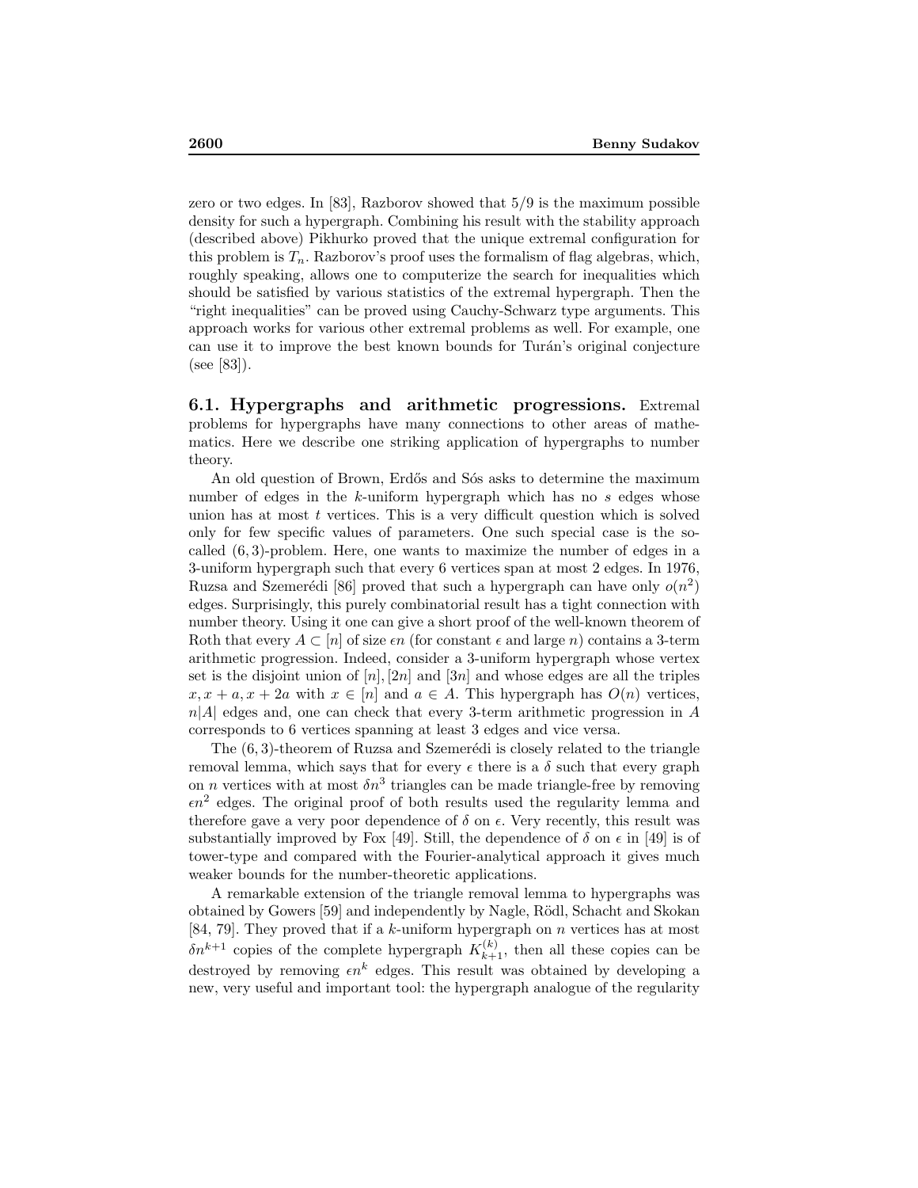zero or two edges. In [83], Razborov showed that $5/9$ is the maximum possible density for such a hypergraph. Combining his result with the stability approach (described above) Pikhurko proved that the unique extremal configuration for this problem is $T_n$. Razborov's proof uses the formalism of flag algebras, which, roughly speaking, allows one to computerize the search for inequalities which should be satisfied by various statistics of the extremal hypergraph. Then the "right inequalities" can be proved using Cauchy-Schwarz type arguments. This approach works for various other extremal problems as well. For example, one can use it to improve the best known bounds for Turán's original conjecture (see [83]).

### 6.1. Hypergraphs and arithmetic progressions.

Extremal problems for hypergraphs have many connections to other areas of mathematics. Here we describe one striking application of hypergraphs to number theory.

An old question of Brown, Erdős and Sós asks to determine the maximum number of edges in the $k$-uniform hypergraph which has no $s$ edges whose union has at most $t$ vertices. This is a very difficult question which is solved only for few specific values of parameters. One such special case is the so-called $(6, 3)$-problem. Here, one wants to maximize the number of edges in a 3-uniform hypergraph such that every 6 vertices span at most 2 edges. In 1976, Ruzsa and Szemerédi [86] proved that such a hypergraph can have only $o(n^2)$ edges. Surprisingly, this purely combinatorial result has a tight connection with number theory. Using it one can give a short proof of the well-known theorem of Roth that every $A \subset [n]$ of size $\epsilon n$ (for constant $\epsilon$ and large $n$) contains a 3-term arithmetic progression. Indeed, consider a 3-uniform hypergraph whose vertex set is the disjoint union of $[n], [2n]$ and $[3n]$ and whose edges are all the triples $x, x + a, x + 2a$ with $x \in [n]$ and $a \in A$. This hypergraph has $O(n)$ vertices, $n|A|$ edges and, one can check that every 3-term arithmetic progression in $A$ corresponds to 6 vertices spanning at least 3 edges and vice versa.

The $(6, 3)$-theorem of Ruzsa and Szemerédi is closely related to the triangle removal lemma, which says that for every $\epsilon$ there is a $\delta$ such that every graph on $n$ vertices with at most $\delta n^3$ triangles can be made triangle-free by removing $\epsilon n^2$ edges. The original proof of both results used the regularity lemma and therefore gave a very poor dependence of $\delta$ on $\epsilon$. Very recently, this result was substantially improved by Fox [49]. Still, the dependence of $\delta$ on $\epsilon$ in [49] is of tower-type and compared with the Fourier-analytical approach it gives much weaker bounds for the number-theoretic applications.

A remarkable extension of the triangle removal lemma to hypergraphs was obtained by Gowers [59] and independently by Nagle, Rödl, Schacht and Skokan [84, 79]. They proved that if a $k$-uniform hypergraph on $n$ vertices has at most $\delta n^{k+1}$ copies of the complete hypergraph $K^{(k)}_{k+1}$, then all these copies can be destroyed by removing $\epsilon n^k$ edges. This result was obtained by developing a new, very useful and important tool: the hypergraph analogue of the regularity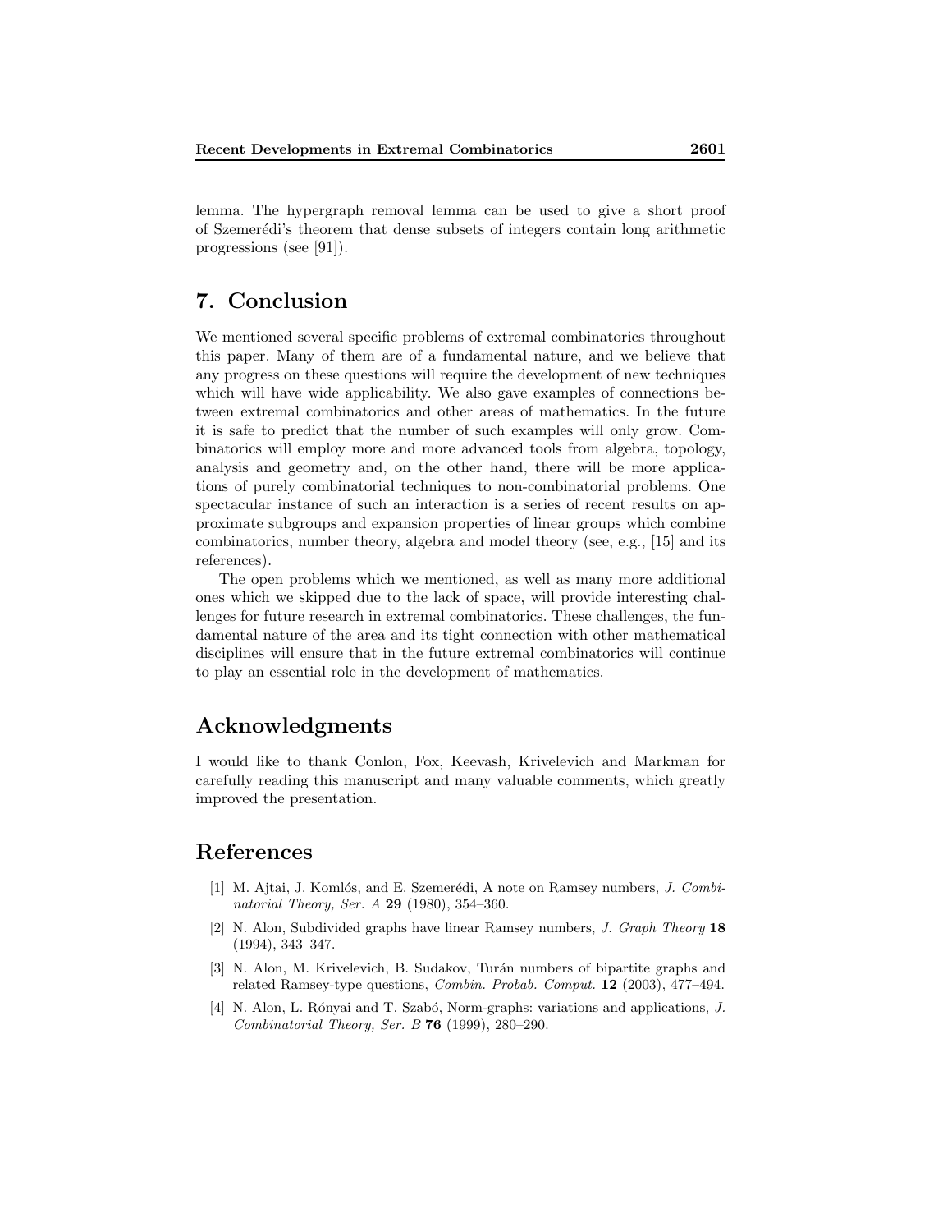lemma. The hypergraph removal lemma can be used to give a short proof of Szemerédi's theorem that dense subsets of integers contain long arithmetic progressions (see [91]).

## 7. Conclusion

We mentioned several specific problems of extremal combinatorics throughout this paper. Many of them are of a fundamental nature, and we believe that any progress on these questions will require the development of new techniques which will have wide applicability. We also gave examples of connections between extremal combinatorics and other areas of mathematics. In the future it is safe to predict that the number of such examples will only grow. Combinatorics will employ more and more advanced tools from algebra, topology, analysis and geometry and, on the other hand, there will be more applications of purely combinatorial techniques to non-combinatorial problems. One spectacular instance of such an interaction is a series of recent results on approximate subgroups and expansion properties of linear groups which combine combinatorics, number theory, algebra and model theory (see, e.g., [15] and its references).

The open problems which we mentioned, as well as many more additional ones which we skipped due to the lack of space, will provide interesting challenges for future research in extremal combinatorics. These challenges, the fundamental nature of the area and its tight connection with other mathematical disciplines will ensure that in the future extremal combinatorics will continue to play an essential role in the development of mathematics.

## Acknowledgments

I would like to thank Conlon, Fox, Keevash, Krivelevich and Markman for carefully reading this manuscript and many valuable comments, which greatly improved the presentation.

## References

[1] M. Ajtai, J. Komlós, and E. Szemerédi, A note on Ramsey numbers, *J. Combinatorial Theory, Ser. A* **29** (1980), 354–360.

[2] N. Alon, Subdivided graphs have linear Ramsey numbers, *J. Graph Theory* **18** (1994), 343–347.

[3] N. Alon, M. Krivelevich, B. Sudakov, Turán numbers of bipartite graphs and related Ramsey-type questions, *Combin. Probab. Comput.* **12** (2003), 477–494.

[4] N. Alon, L. Rónyai and T. Szabó, Norm-graphs: variations and applications, *J. Combinatorial Theory, Ser. B* **76** (1999), 280–290.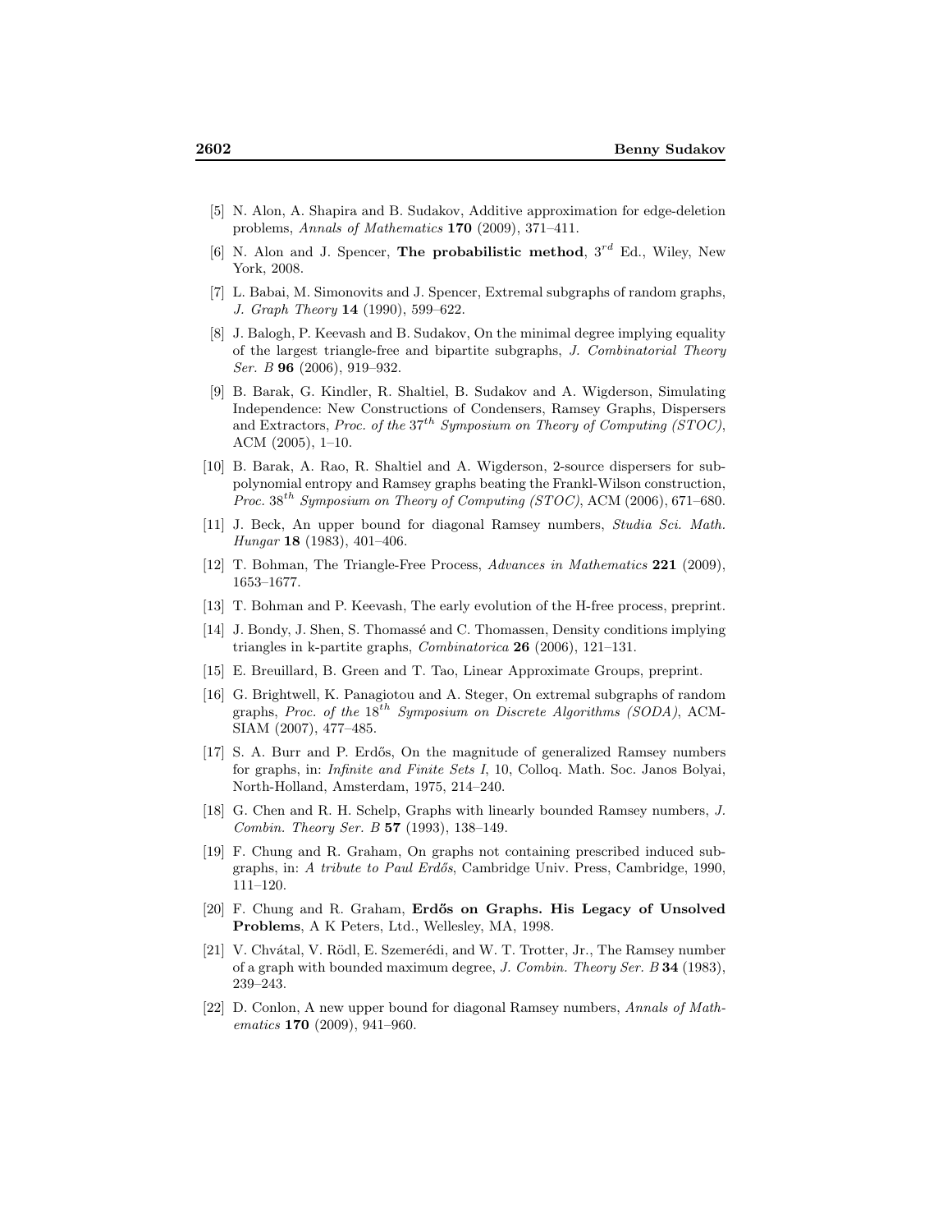[5] N. Alon, A. Shapira and B. Sudakov, Additive approximation for edge-deletion problems, *Annals of Mathematics* **170** (2009), 371–411.

[6] N. Alon and J. Spencer, **The probabilistic method**, $3^{rd}$ Ed., Wiley, New York, 2008.

[7] L. Babai, M. Simonovits and J. Spencer, Extremal subgraphs of random graphs, *J. Graph Theory* **14** (1990), 599–622.

[8] J. Balogh, P. Keevash and B. Sudakov, On the minimal degree implying equality of the largest triangle-free and bipartite subgraphs, *J. Combinatorial Theory Ser. B* **96** (2006), 919–932.

[9] B. Barak, G. Kindler, R. Shaltiel, B. Sudakov and A. Wigderson, Simulating Independence: New Constructions of Condensers, Ramsey Graphs, Dispersers and Extractors, *Proc. of the* $37^{th}$ *Symposium on Theory of Computing (STOC)*, ACM (2005), 1–10.

[10] B. Barak, A. Rao, R. Shaltiel and A. Wigderson, 2-source dispersers for sub-polynomial entropy and Ramsey graphs beating the Frankl-Wilson construction, *Proc.* $38^{th}$ *Symposium on Theory of Computing (STOC)*, ACM (2006), 671–680.

[11] J. Beck, An upper bound for diagonal Ramsey numbers, *Studia Sci. Math. Hungar* **18** (1983), 401–406.

[12] T. Bohman, The Triangle-Free Process, *Advances in Mathematics* **221** (2009), 1653–1677.

[13] T. Bohman and P. Keevash, The early evolution of the H-free process, preprint.

[14] J. Bondy, J. Shen, S. Thomassé and C. Thomassen, Density conditions implying triangles in k-partite graphs, *Combinatorica* **26** (2006), 121–131.

[15] E. Breuillard, B. Green and T. Tao, Linear Approximate Groups, preprint.

[16] G. Brightwell, K. Panagiotou and A. Steger, On extremal subgraphs of random graphs, *Proc. of the* $18^{th}$ *Symposium on Discrete Algorithms (SODA)*, ACM-SIAM (2007), 477–485.

[17] S. A. Burr and P. Erdős, On the magnitude of generalized Ramsey numbers for graphs, in: *Infinite and Finite Sets I*, 10, Colloq. Math. Soc. Janos Bolyai, North-Holland, Amsterdam, 1975, 214–240.

[18] G. Chen and R. H. Schelp, Graphs with linearly bounded Ramsey numbers, *J. Combin. Theory Ser. B* **57** (1993), 138–149.

[19] F. Chung and R. Graham, On graphs not containing prescribed induced subgraphs, in: *A tribute to Paul Erdős*, Cambridge Univ. Press, Cambridge, 1990, 111–120.

[20] F. Chung and R. Graham, **Erdős on Graphs. His Legacy of Unsolved Problems**, A K Peters, Ltd., Wellesley, MA, 1998.

[21] V. Chvátal, V. Rödl, E. Szemerédi, and W. T. Trotter, Jr., The Ramsey number of a graph with bounded maximum degree, *J. Combin. Theory Ser. B* **34** (1983), 239–243.

[22] D. Conlon, A new upper bound for diagonal Ramsey numbers, *Annals of Mathematics* **170** (2009), 941–960.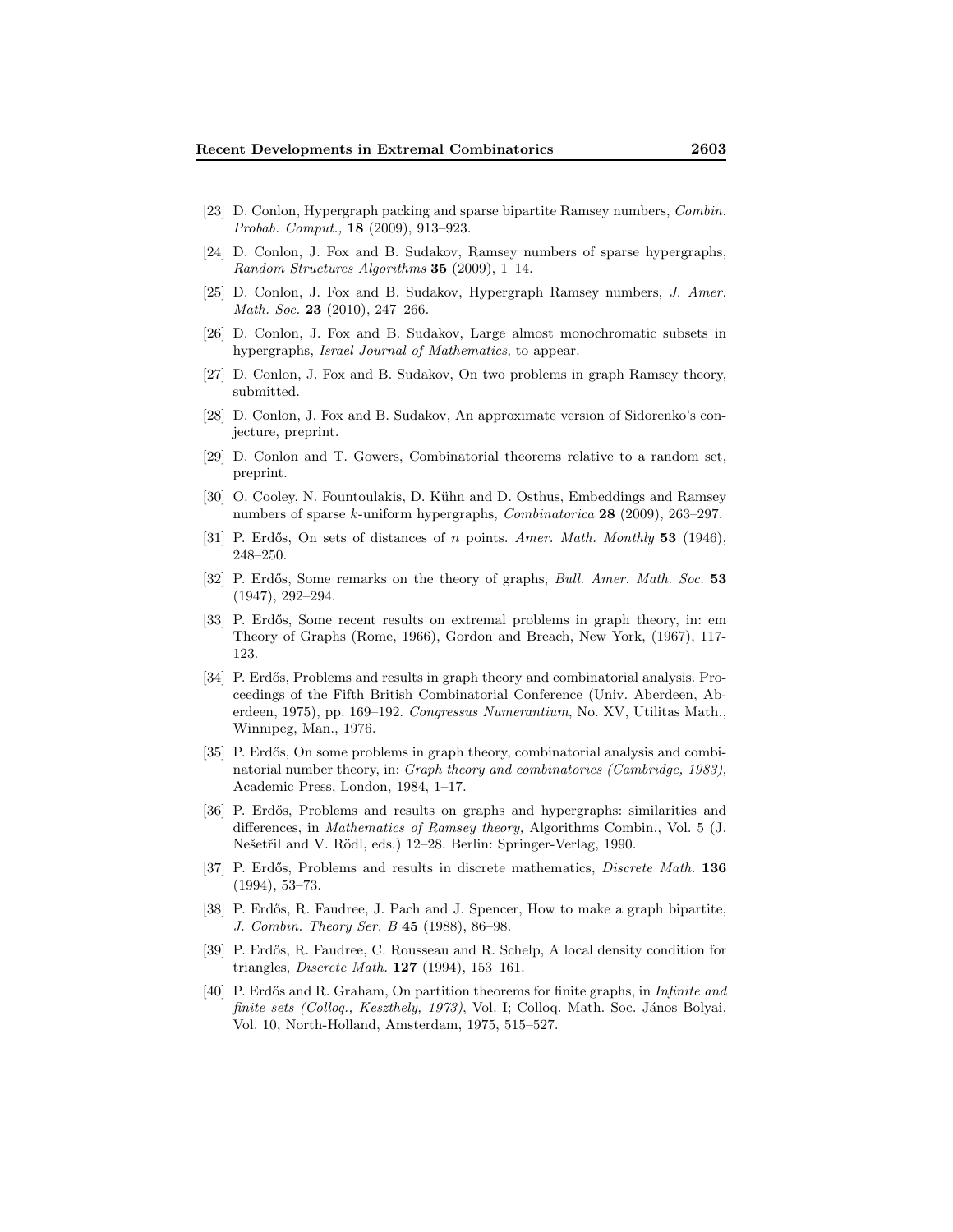[23] D. Conlon, Hypergraph packing and sparse bipartite Ramsey numbers, *Combin. Probab. Comput.,* **18** (2009), 913–923.

[24] D. Conlon, J. Fox and B. Sudakov, Ramsey numbers of sparse hypergraphs, *Random Structures Algorithms* **35** (2009), 1–14.

[25] D. Conlon, J. Fox and B. Sudakov, Hypergraph Ramsey numbers, *J. Amer. Math. Soc.* **23** (2010), 247–266.

[26] D. Conlon, J. Fox and B. Sudakov, Large almost monochromatic subsets in hypergraphs, *Israel Journal of Mathematics*, to appear.

[27] D. Conlon, J. Fox and B. Sudakov, On two problems in graph Ramsey theory, submitted.

[28] D. Conlon, J. Fox and B. Sudakov, An approximate version of Sidorenko's conjecture, preprint.

[29] D. Conlon and T. Gowers, Combinatorial theorems relative to a random set, preprint.

[30] O. Cooley, N. Fountoulakis, D. Kühn and D. Osthus, Embeddings and Ramsey numbers of sparse $k$-uniform hypergraphs, *Combinatorica* **28** (2009), 263–297.

[31] P. Erdős, On sets of distances of $n$ points. *Amer. Math. Monthly* **53** (1946), 248–250.

[32] P. Erdős, Some remarks on the theory of graphs, *Bull. Amer. Math. Soc.* **53** (1947), 292–294.

[33] P. Erdős, Some recent results on extremal problems in graph theory, in: em Theory of Graphs (Rome, 1966), Gordon and Breach, New York, (1967), 117-123.

[34] P. Erdős, Problems and results in graph theory and combinatorial analysis. Proceedings of the Fifth British Combinatorial Conference (Univ. Aberdeen, Aberdeen, 1975), pp. 169–192. *Congressus Numerantium*, No. XV, Utilitas Math., Winnipeg, Man., 1976.

[35] P. Erdős, On some problems in graph theory, combinatorial analysis and combinatorial number theory, in: *Graph theory and combinatorics (Cambridge, 1983)*, Academic Press, London, 1984, 1–17.

[36] P. Erdős, Problems and results on graphs and hypergraphs: similarities and differences, in *Mathematics of Ramsey theory,* Algorithms Combin., Vol. 5 (J. Nešetřil and V. Rödl, eds.) 12–28. Berlin: Springer-Verlag, 1990.

[37] P. Erdős, Problems and results in discrete mathematics, *Discrete Math.* **136** (1994), 53–73.

[38] P. Erdős, R. Faudree, J. Pach and J. Spencer, How to make a graph bipartite, *J. Combin. Theory Ser. B* **45** (1988), 86–98.

[39] P. Erdős, R. Faudree, C. Rousseau and R. Schelp, A local density condition for triangles, *Discrete Math.* **127** (1994), 153–161.

[40] P. Erdős and R. Graham, On partition theorems for finite graphs, in *Infinite and finite sets (Colloq., Keszthely, 1973)*, Vol. I; Colloq. Math. Soc. János Bolyai, Vol. 10, North-Holland, Amsterdam, 1975, 515–527.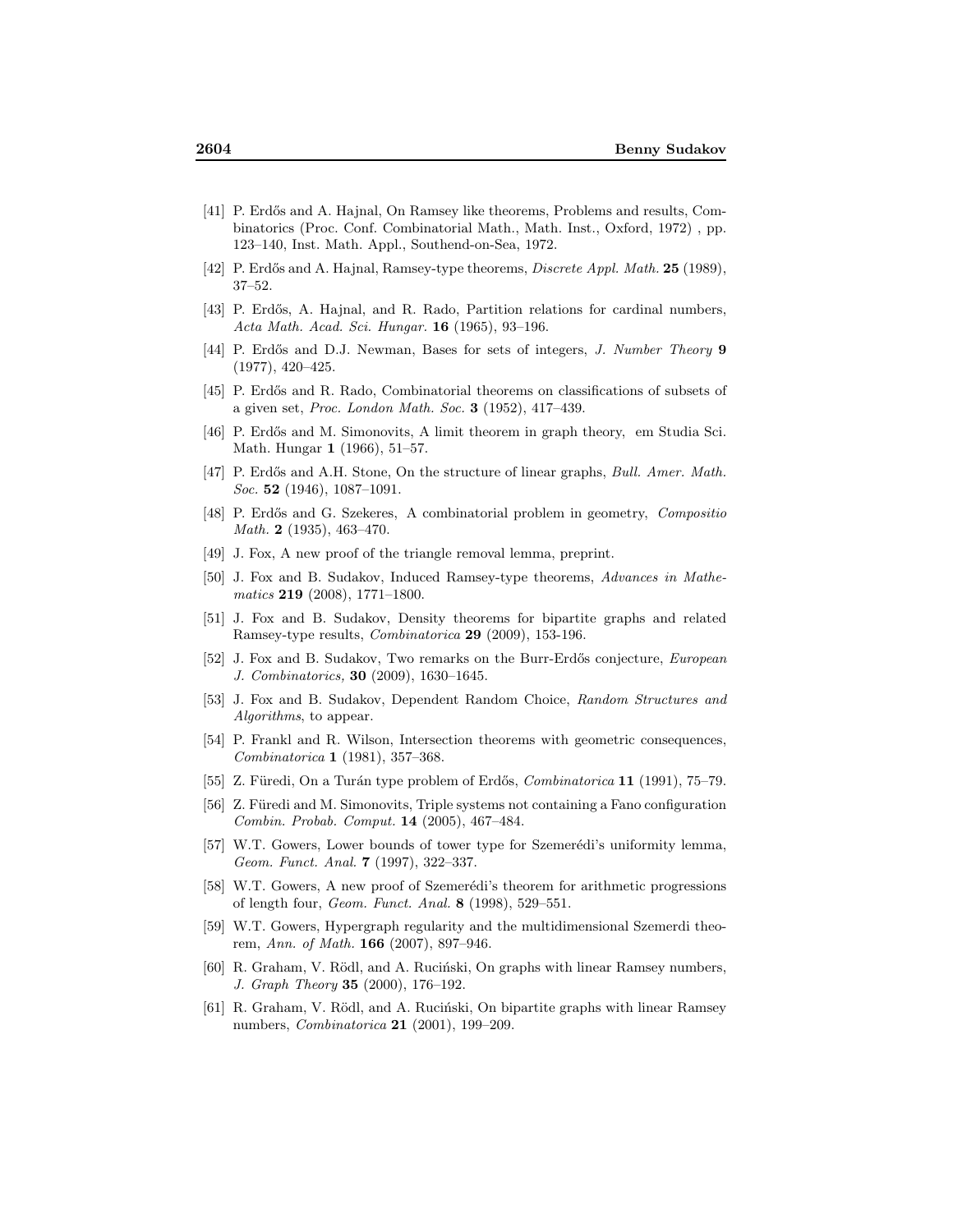[41] P. Erdős and A. Hajnal, On Ramsey like theorems, Problems and results, Combinatorics (Proc. Conf. Combinatorial Math., Math. Inst., Oxford, 1972) , pp. 123–140, Inst. Math. Appl., Southend-on-Sea, 1972.

[42] P. Erdős and A. Hajnal, Ramsey-type theorems, *Discrete Appl. Math.* **25** (1989), 37–52.

[43] P. Erdős, A. Hajnal, and R. Rado, Partition relations for cardinal numbers, *Acta Math. Acad. Sci. Hungar.* **16** (1965), 93–196.

[44] P. Erdős and D.J. Newman, Bases for sets of integers, *J. Number Theory* **9** (1977), 420–425.

[45] P. Erdős and R. Rado, Combinatorial theorems on classifications of subsets of a given set, *Proc. London Math. Soc.* **3** (1952), 417–439.

[46] P. Erdős and M. Simonovits, A limit theorem in graph theory, em Studia Sci. Math. Hungar **1** (1966), 51–57.

[47] P. Erdős and A.H. Stone, On the structure of linear graphs, *Bull. Amer. Math. Soc.* **52** (1946), 1087–1091.

[48] P. Erdős and G. Szekeres, A combinatorial problem in geometry, *Compositio Math.* **2** (1935), 463–470.

[49] J. Fox, A new proof of the triangle removal lemma, preprint.

[50] J. Fox and B. Sudakov, Induced Ramsey-type theorems, *Advances in Mathematics* **219** (2008), 1771–1800.

[51] J. Fox and B. Sudakov, Density theorems for bipartite graphs and related Ramsey-type results, *Combinatorica* **29** (2009), 153-196.

[52] J. Fox and B. Sudakov, Two remarks on the Burr-Erdős conjecture, *European J. Combinatorics,* **30** (2009), 1630–1645.

[53] J. Fox and B. Sudakov, Dependent Random Choice, *Random Structures and Algorithms*, to appear.

[54] P. Frankl and R. Wilson, Intersection theorems with geometric consequences, *Combinatorica* **1** (1981), 357–368.

[55] Z. Füredi, On a Turán type problem of Erdős, *Combinatorica* **11** (1991), 75–79.

[56] Z. Füredi and M. Simonovits, Triple systems not containing a Fano configuration *Combin. Probab. Comput.* **14** (2005), 467–484.

[57] W.T. Gowers, Lower bounds of tower type for Szemerédi's uniformity lemma, *Geom. Funct. Anal.* **7** (1997), 322–337.

[58] W.T. Gowers, A new proof of Szemerédi's theorem for arithmetic progressions of length four, *Geom. Funct. Anal.* **8** (1998), 529–551.

[59] W.T. Gowers, Hypergraph regularity and the multidimensional Szemerdi theorem, *Ann. of Math.* **166** (2007), 897–946.

[60] R. Graham, V. Rödl, and A. Ruciński, On graphs with linear Ramsey numbers, *J. Graph Theory* **35** (2000), 176–192.

[61] R. Graham, V. Rödl, and A. Ruciński, On bipartite graphs with linear Ramsey numbers, *Combinatorica* **21** (2001), 199–209.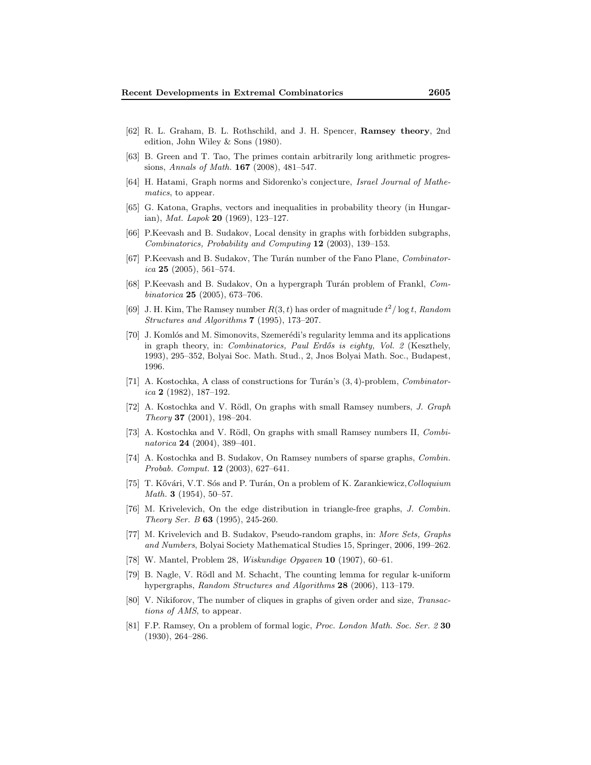[62] R. L. Graham, B. L. Rothschild, and J. H. Spencer, **Ramsey theory**, 2nd edition, John Wiley & Sons (1980).

[63] B. Green and T. Tao, The primes contain arbitrarily long arithmetic progressions, *Annals of Math.* **167** (2008), 481–547.

[64] H. Hatami, Graph norms and Sidorenko's conjecture, *Israel Journal of Mathematics*, to appear.

[65] G. Katona, Graphs, vectors and inequalities in probability theory (in Hungarian), *Mat. Lapok* **20** (1969), 123–127.

[66] P.Keevash and B. Sudakov, Local density in graphs with forbidden subgraphs, *Combinatorics, Probability and Computing* **12** (2003), 139–153.

[67] P.Keevash and B. Sudakov, The Turán number of the Fano Plane, *Combinatorica* **25** (2005), 561–574.

[68] P.Keevash and B. Sudakov, On a hypergraph Turán problem of Frankl, *Combinatorica* **25** (2005), 673–706.

[69] J. H. Kim, The Ramsey number $R(3,t)$ has order of magnitude $t^2/\log t$, *Random Structures and Algorithms* **7** (1995), 173–207.

[70] J. Komlós and M. Simonovits, Szemerédi's regularity lemma and its applications in graph theory, in: *Combinatorics, Paul Erdős is eighty, Vol. 2* (Keszthely, 1993), 295–352, Bolyai Soc. Math. Stud., 2, Jnos Bolyai Math. Soc., Budapest, 1996.

[71] A. Kostochka, A class of constructions for Turán's $(3,4)$-problem, *Combinatorica* **2** (1982), 187–192.

[72] A. Kostochka and V. Rödl, On graphs with small Ramsey numbers, *J. Graph Theory* **37** (2001), 198–204.

[73] A. Kostochka and V. Rödl, On graphs with small Ramsey numbers II, *Combinatorica* **24** (2004), 389–401.

[74] A. Kostochka and B. Sudakov, On Ramsey numbers of sparse graphs, *Combin. Probab. Comput.* **12** (2003), 627–641.

[75] T. Kővári, V.T. Sós and P. Turán, On a problem of K. Zarankiewicz,*Colloquium Math.* **3** (1954), 50–57.

[76] M. Krivelevich, On the edge distribution in triangle-free graphs, *J. Combin. Theory Ser. B* **63** (1995), 245-260.

[77] M. Krivelevich and B. Sudakov, Pseudo-random graphs, in: *More Sets, Graphs and Numbers*, Bolyai Society Mathematical Studies 15, Springer, 2006, 199–262.

[78] W. Mantel, Problem 28, *Wiskundige Opgaven* **10** (1907), 60–61.

[79] B. Nagle, V. Rödl and M. Schacht, The counting lemma for regular k-uniform hypergraphs, *Random Structures and Algorithms* **28** (2006), 113–179.

[80] V. Nikiforov, The number of cliques in graphs of given order and size, *Transactions of AMS*, to appear.

[81] F.P. Ramsey, On a problem of formal logic, *Proc. London Math. Soc. Ser. 2* **30** (1930), 264–286.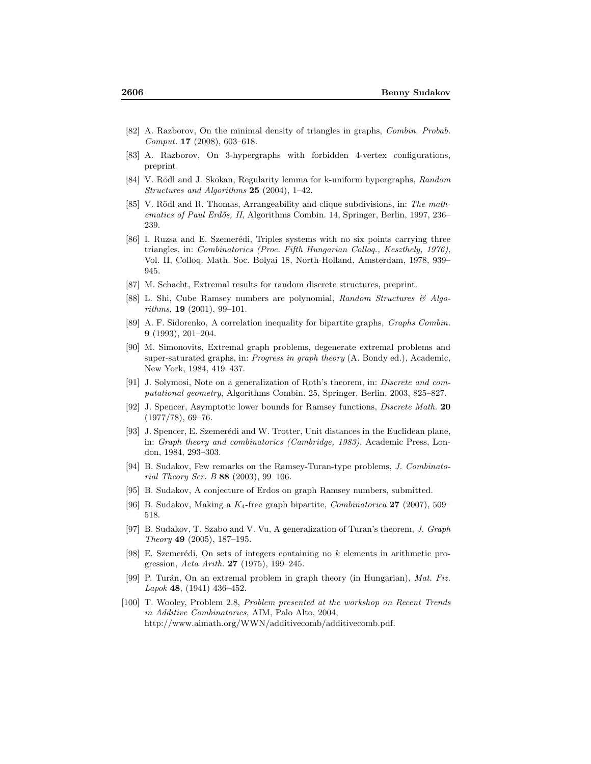[82] A. Razborov, On the minimal density of triangles in graphs, *Combin. Probab. Comput.* **17** (2008), 603–618.

[83] A. Razborov, On 3-hypergraphs with forbidden 4-vertex configurations, preprint.

[84] V. Rödl and J. Skokan, Regularity lemma for k-uniform hypergraphs, *Random Structures and Algorithms* **25** (2004), 1–42.

[85] V. Rödl and R. Thomas, Arrangeability and clique subdivisions, in: *The mathematics of Paul Erdős, II*, Algorithms Combin. 14, Springer, Berlin, 1997, 236–239.

[86] I. Ruzsa and E. Szemerédi, Triples systems with no six points carrying three triangles, in: *Combinatorics (Proc. Fifth Hungarian Colloq., Keszthely, 1976)*, Vol. II, Colloq. Math. Soc. Bolyai 18, North-Holland, Amsterdam, 1978, 939–945.

[87] M. Schacht, Extremal results for random discrete structures, preprint.

[88] L. Shi, Cube Ramsey numbers are polynomial, *Random Structures & Algorithms*, **19** (2001), 99–101.

[89] A. F. Sidorenko, A correlation inequality for bipartite graphs, *Graphs Combin.* **9** (1993), 201–204.

[90] M. Simonovits, Extremal graph problems, degenerate extremal problems and super-saturated graphs, in: *Progress in graph theory* (A. Bondy ed.), Academic, New York, 1984, 419–437.

[91] J. Solymosi, Note on a generalization of Roth's theorem, in: *Discrete and computational geometry*, Algorithms Combin. 25, Springer, Berlin, 2003, 825–827.

[92] J. Spencer, Asymptotic lower bounds for Ramsey functions, *Discrete Math.* **20** (1977/78), 69–76.

[93] J. Spencer, E. Szemerédi and W. Trotter, Unit distances in the Euclidean plane, in: *Graph theory and combinatorics (Cambridge, 1983)*, Academic Press, London, 1984, 293–303.

[94] B. Sudakov, Few remarks on the Ramsey-Turan-type problems, *J. Combinatorial Theory Ser. B* **88** (2003), 99–106.

[95] B. Sudakov, A conjecture of Erdos on graph Ramsey numbers, submitted.

[96] B. Sudakov, Making a $K_4$-free graph bipartite, *Combinatorica* **27** (2007), 509–518.

[97] B. Sudakov, T. Szabo and V. Vu, A generalization of Turan's theorem, *J. Graph Theory* **49** (2005), 187–195.

[98] E. Szemerédi, On sets of integers containing no $k$ elements in arithmetic progression, *Acta Arith.* **27** (1975), 199–245.

[99] P. Turán, On an extremal problem in graph theory (in Hungarian), *Mat. Fiz. Lapok* **48**, (1941) 436–452.

[100] T. Wooley, Problem 2.8, *Problem presented at the workshop on Recent Trends in Additive Combinatorics*, AIM, Palo Alto, 2004, http://www.aimath.org/WWN/additivecomb/additivecomb.pdf.